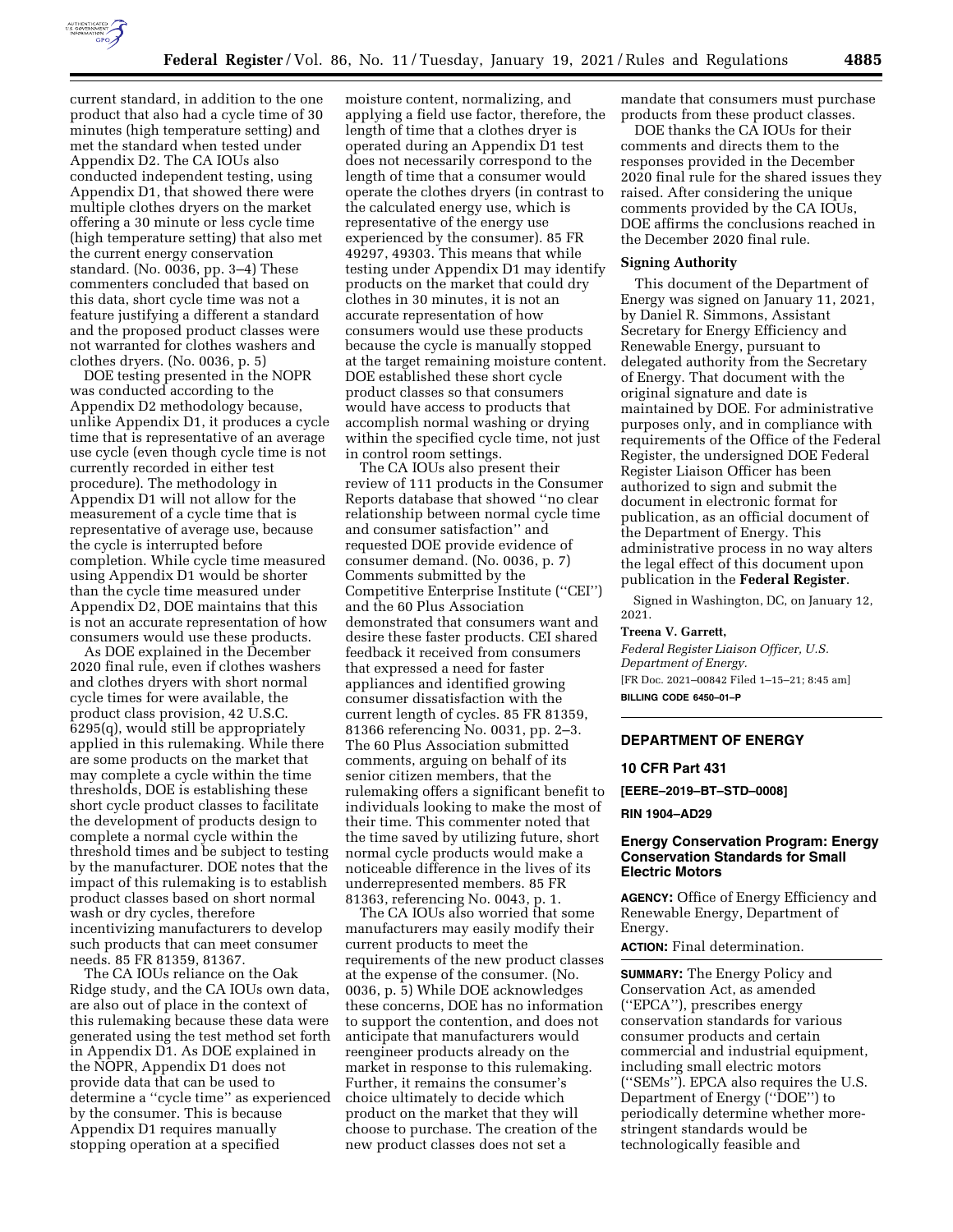current standard, in addition to the one product that also had a cycle time of 30 minutes (high temperature setting) and met the standard when tested under Appendix D2. The CA IOUs also conducted independent testing, using Appendix D1, that showed there were multiple clothes dryers on the market offering a 30 minute or less cycle time (high temperature setting) that also met the current energy conservation standard. (No. 0036, pp. 3–4) These commenters concluded that based on this data, short cycle time was not a feature justifying a different a standard and the proposed product classes were not warranted for clothes washers and clothes dryers. (No. 0036, p. 5)

DOE testing presented in the NOPR was conducted according to the Appendix D2 methodology because, unlike Appendix D1, it produces a cycle time that is representative of an average use cycle (even though cycle time is not currently recorded in either test procedure). The methodology in Appendix D1 will not allow for the measurement of a cycle time that is representative of average use, because the cycle is interrupted before completion. While cycle time measured using Appendix D1 would be shorter than the cycle time measured under Appendix D2, DOE maintains that this is not an accurate representation of how consumers would use these products.

As DOE explained in the December 2020 final rule, even if clothes washers and clothes dryers with short normal cycle times for were available, the product class provision, 42 U.S.C. 6295(q), would still be appropriately applied in this rulemaking. While there are some products on the market that may complete a cycle within the time thresholds, DOE is establishing these short cycle product classes to facilitate the development of products design to complete a normal cycle within the threshold times and be subject to testing by the manufacturer. DOE notes that the impact of this rulemaking is to establish product classes based on short normal wash or dry cycles, therefore incentivizing manufacturers to develop such products that can meet consumer needs. 85 FR 81359, 81367.

The CA IOUs reliance on the Oak Ridge study, and the CA IOUs own data, are also out of place in the context of this rulemaking because these data were generated using the test method set forth in Appendix D1. As DOE explained in the NOPR, Appendix D1 does not provide data that can be used to determine a ''cycle time'' as experienced by the consumer. This is because Appendix D1 requires manually stopping operation at a specified moisture content, normalizing, and applying a field use factor, therefore, the length of time that a clothes dryer is operated during an Appendix D1 test does not necessarily correspond to the length of time that a consumer would operate the clothes dryers (in contrast to the calculated energy use, which is representative of the energy use experienced by the consumer). 85 FR 49297, 49303. This means that while testing under Appendix D1 may identify products on the market that could dry clothes in 30 minutes, it is not an accurate representation of how consumers would use these products because the cycle is manually stopped at the target remaining moisture content. DOE established these short cycle product classes so that consumers would have access to products that accomplish normal washing or drying within the specified cycle time, not just in control room settings.

The CA IOUs also present their review of 111 products in the Consumer Reports database that showed ''no clear relationship between normal cycle time and consumer satisfaction'' and requested DOE provide evidence of consumer demand. (No. 0036, p. 7) Comments submitted by the Competitive Enterprise Institute (''CEI'') and the 60 Plus Association demonstrated that consumers want and desire these faster products. CEI shared feedback it received from consumers that expressed a need for faster appliances and identified growing consumer dissatisfaction with the current length of cycles. 85 FR 81359, 81366 referencing No. 0031, pp. 2–3. The 60 Plus Association submitted comments, arguing on behalf of its senior citizen members, that the rulemaking offers a significant benefit to individuals looking to make the most of their time. This commenter noted that the time saved by utilizing future, short normal cycle products would make a noticeable difference in the lives of its underrepresented members. 85 FR 81363, referencing No. 0043, p. 1.

The CA IOUs also worried that some manufacturers may easily modify their current products to meet the requirements of the new product classes at the expense of the consumer. (No. 0036, p. 5) While DOE acknowledges these concerns, DOE has no information to support the contention, and does not anticipate that manufacturers would reengineer products already on the market in response to this rulemaking. Further, it remains the consumer's choice ultimately to decide which product on the market that they will choose to purchase. The creation of the new product classes does not set a mandate that consumers must purchase products from these product classes.

DOE thanks the CA IOUs for their comments and directs them to the responses provided in the December 2020 final rule for the shared issues they raised. After considering the unique comments provided by the CA IOUs, DOE affirms the conclusions reached in the December 2020 final rule.

**Signing Authority**

This document of the Department of Energy was signed on January 11, 2021, by Daniel R. Simmons, Assistant Secretary for Energy Efficiency and Renewable Energy, pursuant to delegated authority from the Secretary of Energy. That document with the original signature and date is maintained by DOE. For administrative purposes only, and in compliance with requirements of the Office of the Federal Register, the undersigned DOE Federal Register Liaison Officer has been authorized to sign and submit the document in electronic format for publication, as an official document of the Department of Energy. This administrative process in no way alters the legal effect of this document upon publication in the **Federal Register**.

Signed in Washington, DC, on January 12, 2021.

**Treena V. Garrett,**

*Federal Register Liaison Officer, U.S. Department of Energy.*

[FR Doc. 2021–00842 Filed 1–15–21; 8:45 am]

**BILLING CODE 6450–01–P**

---

**DEPARTMENT OF ENERGY**

**10 CFR Part 431**

**[EERE–2019–BT–STD–0008]**

**RIN 1904–AD29**

## Energy Conservation Program: Energy Conservation Standards for Small Electric Motors

**AGENCY:** Office of Energy Efficiency and Renewable Energy, Department of Energy.

**ACTION:** Final determination.

**SUMMARY:** The Energy Policy and Conservation Act, as amended (''EPCA''), prescribes energy conservation standards for various consumer products and certain commercial and industrial equipment, including small electric motors (''SEMs''). EPCA also requires the U.S. Department of Energy (''DOE'') to periodically determine whether more-stringent standards would be technologically feasible and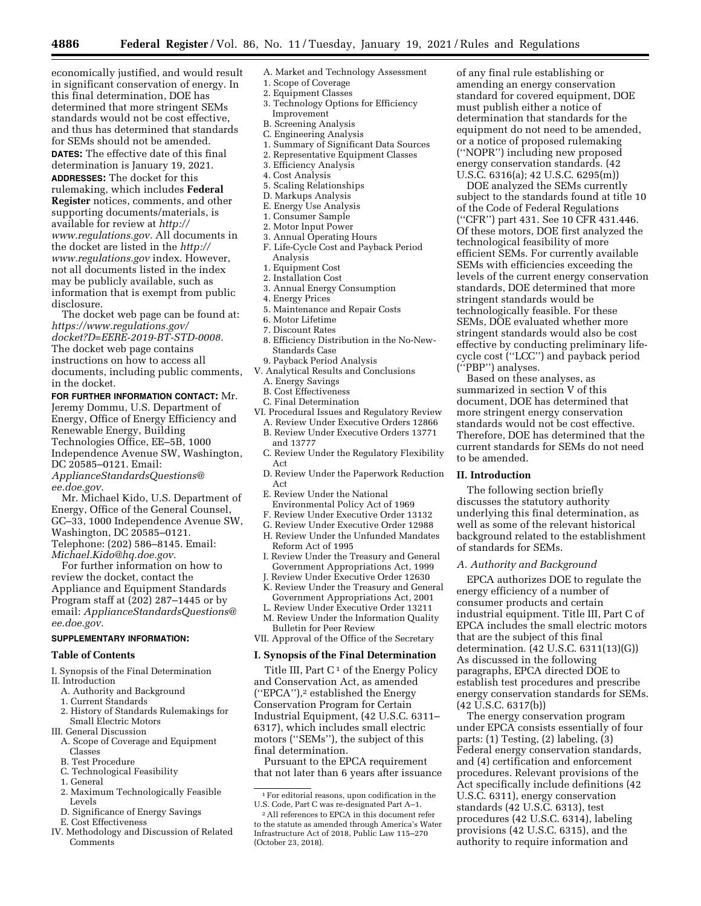economically justified, and would result in significant conservation of energy. In this final determination, DOE has determined that more stringent SEMs standards would not be cost effective, and thus has determined that standards for SEMs should not be amended.

**DATES:** The effective date of this final determination is January 19, 2021.

**ADDRESSES:** The docket for this rulemaking, which includes **Federal Register** notices, comments, and other supporting documents/materials, is available for review at *http://www.regulations.gov.* All documents in the docket are listed in the *http://www.regulations.gov* index. However, not all documents listed in the index may be publicly available, such as information that is exempt from public disclosure.

The docket web page can be found at: *https://www.regulations.gov/docket?D=EERE-2019-BT-STD-0008.* The docket web page contains instructions on how to access all documents, including public comments, in the docket.

**FOR FURTHER INFORMATION CONTACT:** Mr. Jeremy Dommu, U.S. Department of Energy, Office of Energy Efficiency and Renewable Energy, Building Technologies Office, EE–5B, 1000 Independence Avenue SW, Washington, DC 20585–0121. Email: *ApplianceStandardsQuestions@ee.doe.gov.*

Mr. Michael Kido, U.S. Department of Energy, Office of the General Counsel, GC–33, 1000 Independence Avenue SW, Washington, DC 20585–0121. Telephone: (202) 586–8145. Email: *Michael.Kido@hq.doe.gov.*

For further information on how to review the docket, contact the Appliance and Equipment Standards Program staff at (202) 287–1445 or by email: *ApplianceStandardsQuestions@ee.doe.gov.*

**SUPPLEMENTARY INFORMATION:**

**Table of Contents**

I. Synopsis of the Final Determination
II. Introduction
 A. Authority and Background
 1. Current Standards
 2. History of Standards Rulemakings for Small Electric Motors
III. General Discussion
 A. Scope of Coverage and Equipment Classes
 B. Test Procedure
 C. Technological Feasibility
 1. General
 2. Maximum Technologically Feasible Levels
 D. Significance of Energy Savings
 E. Cost Effectiveness
IV. Methodology and Discussion of Related Comments
 A. Market and Technology Assessment
 1. Scope of Coverage
 2. Equipment Classes
 3. Technology Options for Efficiency Improvement
 B. Screening Analysis
 C. Engineering Analysis
 1. Summary of Significant Data Sources
 2. Representative Equipment Classes
 3. Efficiency Analysis
 4. Cost Analysis
 5. Scaling Relationships
 D. Markups Analysis
 E. Energy Use Analysis
 1. Consumer Sample
 2. Motor Input Power
 3. Annual Operating Hours
 F. Life-Cycle Cost and Payback Period Analysis
 1. Equipment Cost
 2. Installation Cost
 3. Annual Energy Consumption
 4. Energy Prices
 5. Maintenance and Repair Costs
 6. Motor Lifetime
 7. Discount Rates
 8. Efficiency Distribution in the No-New-Standards Case
 9. Payback Period Analysis
V. Analytical Results and Conclusions
 A. Energy Savings
 B. Cost Effectiveness
 C. Final Determination
VI. Procedural Issues and Regulatory Review
 A. Review Under Executive Orders 12866
 B. Review Under Executive Orders 13771 and 13777
 C. Review Under the Regulatory Flexibility Act
 D. Review Under the Paperwork Reduction Act
 E. Review Under the National Environmental Policy Act of 1969
 F. Review Under Executive Order 13132
 G. Review Under Executive Order 12988
 H. Review Under the Unfunded Mandates Reform Act of 1995
 I. Review Under the Treasury and General Government Appropriations Act, 1999
 J. Review Under Executive Order 12630
 K. Review Under the Treasury and General Government Appropriations Act, 2001
 L. Review Under Executive Order 13211
 M. Review Under the Information Quality Bulletin for Peer Review
VII. Approval of the Office of the Secretary

## I. Synopsis of the Final Determination

Title III, Part C [1] of the Energy Policy and Conservation Act, as amended (''EPCA''),[2] established the Energy Conservation Program for Certain Industrial Equipment, (42 U.S.C. 6311–6317), which includes small electric motors (''SEMs''), the subject of this final determination.

Pursuant to the EPCA requirement that not later than 6 years after issuance of any final rule establishing or amending an energy conservation standard for covered equipment, DOE must publish either a notice of determination that standards for the equipment do not need to be amended, or a notice of proposed rulemaking (''NOPR'') including new proposed energy conservation standards. (42 U.S.C. 6316(a); 42 U.S.C. 6295(m))

DOE analyzed the SEMs currently subject to the standards found at title 10 of the Code of Federal Regulations (''CFR'') part 431. See 10 CFR 431.446. Of these motors, DOE first analyzed the technological feasibility of more efficient SEMs. For currently available SEMs with efficiencies exceeding the levels of the current energy conservation standards, DOE determined that more stringent standards would be technologically feasible. For these SEMs, DOE evaluated whether more stringent standards would also be cost effective by conducting preliminary life-cycle cost (''LCC'') and payback period (''PBP'') analyses.

Based on these analyses, as summarized in section V of this document, DOE has determined that more stringent energy conservation standards would not be cost effective. Therefore, DOE has determined that the current standards for SEMs do not need to be amended.

## II. Introduction

The following section briefly discusses the statutory authority underlying this final determination, as well as some of the relevant historical background related to the establishment of standards for SEMs.

### A. Authority and Background

EPCA authorizes DOE to regulate the energy efficiency of a number of consumer products and certain industrial equipment. Title III, Part C of EPCA includes the small electric motors that are the subject of this final determination. (42 U.S.C. 6311(13)(G)) As discussed in the following paragraphs, EPCA directed DOE to establish test procedures and prescribe energy conservation standards for SEMs. (42 U.S.C. 6317(b))

The energy conservation program under EPCA consists essentially of four parts: (1) Testing, (2) labeling, (3) Federal energy conservation standards, and (4) certification and enforcement procedures. Relevant provisions of the Act specifically include definitions (42 U.S.C. 6311), energy conservation standards (42 U.S.C. 6313), test procedures (42 U.S.C. 6314), labeling provisions (42 U.S.C. 6315), and the authority to require information and

[1] For editorial reasons, upon codification in the U.S. Code, Part C was re-designated Part A–1.

[2] All references to EPCA in this document refer to the statute as amended through America's Water Infrastructure Act of 2018, Public Law 115–270 (October 23, 2018).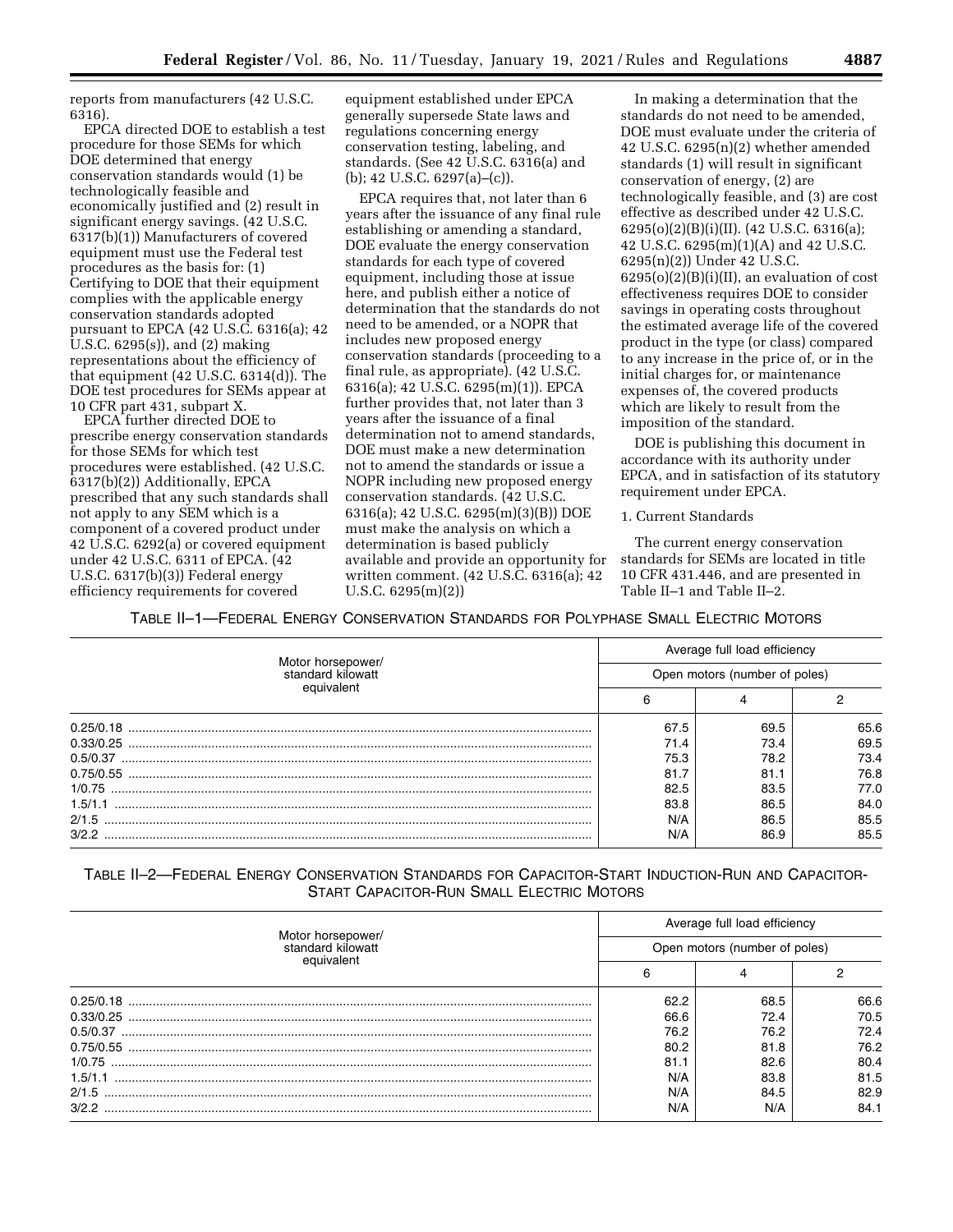reports from manufacturers (42 U.S.C. 6316).

EPCA directed DOE to establish a test procedure for those SEMs for which DOE determined that energy conservation standards would (1) be technologically feasible and economically justified and (2) result in significant energy savings. (42 U.S.C. 6317(b)(1)) Manufacturers of covered equipment must use the Federal test procedures as the basis for: (1) Certifying to DOE that their equipment complies with the applicable energy conservation standards adopted pursuant to EPCA (42 U.S.C. 6316(a); 42 U.S.C. 6295(s)), and (2) making representations about the efficiency of that equipment (42 U.S.C. 6314(d)). The DOE test procedures for SEMs appear at 10 CFR part 431, subpart X.

EPCA further directed DOE to prescribe energy conservation standards for those SEMs for which test procedures were established. (42 U.S.C. 6317(b)(2)) Additionally, EPCA prescribed that any such standards shall not apply to any SEM which is a component of a covered product under 42 U.S.C. 6292(a) or covered equipment under 42 U.S.C. 6311 of EPCA. (42 U.S.C. 6317(b)(3)) Federal energy efficiency requirements for covered equipment established under EPCA generally supersede State laws and regulations concerning energy conservation testing, labeling, and standards. (See 42 U.S.C. 6316(a) and (b); 42 U.S.C. 6297(a)–(c)).

EPCA requires that, not later than 6 years after the issuance of any final rule establishing or amending a standard, DOE evaluate the energy conservation standards for each type of covered equipment, including those at issue here, and publish either a notice of determination that the standards do not need to be amended, or a NOPR that includes new proposed energy conservation standards (proceeding to a final rule, as appropriate). (42 U.S.C. 6316(a); 42 U.S.C. 6295(m)(1)). EPCA further provides that, not later than 3 years after the issuance of a final determination not to amend standards, DOE must make a new determination not to amend the standards or issue a NOPR including new proposed energy conservation standards. (42 U.S.C. 6316(a); 42 U.S.C. 6295(m)(3)(B)) DOE must make the analysis on which a determination is based publicly available and provide an opportunity for written comment. (42 U.S.C. 6316(a); 42 U.S.C. 6295(m)(2))

In making a determination that the standards do not need to be amended, DOE must evaluate under the criteria of 42 U.S.C. 6295(n)(2) whether amended standards (1) will result in significant conservation of energy, (2) are technologically feasible, and (3) are cost effective as described under 42 U.S.C. 6295(o)(2)(B)(i)(II). (42 U.S.C. 6316(a); 42 U.S.C. 6295(m)(1)(A) and 42 U.S.C. 6295(n)(2)) Under 42 U.S.C. 6295(o)(2)(B)(i)(II), an evaluation of cost effectiveness requires DOE to consider savings in operating costs throughout the estimated average life of the covered product in the type (or class) compared to any increase in the price of, or in the initial charges for, or maintenance expenses of, the covered products which are likely to result from the imposition of the standard.

DOE is publishing this document in accordance with its authority under EPCA, and in satisfaction of its statutory requirement under EPCA.

1. Current Standards

The current energy conservation standards for SEMs are located in title 10 CFR 431.446, and are presented in Table II–1 and Table II–2.

TABLE II–1—FEDERAL ENERGY CONSERVATION STANDARDS FOR POLYPHASE SMALL ELECTRIC MOTORS

| Motor horsepower/ standard kilowatt equivalent | Average full load efficiency | | |
|---|---|---|---|
| | Open motors (number of poles) | | |
| | 6 | 4 | 2 |
| 0.25/0.18 | 67.5 | 69.5 | 65.6 |
| 0.33/0.25 | 71.4 | 73.4 | 69.5 |
| 0.5/0.37 | 75.3 | 78.2 | 73.4 |
| 0.75/0.55 | 81.7 | 81.1 | 76.8 |
| 1/0.75 | 82.5 | 83.5 | 77.0 |
| 1.5/1.1 | 83.8 | 86.5 | 84.0 |
| 2/1.5 | N/A | 86.5 | 85.5 |
| 3/2.2 | N/A | 86.9 | 85.5 |

TABLE II–2—FEDERAL ENERGY CONSERVATION STANDARDS FOR CAPACITOR-START INDUCTION-RUN AND CAPACITOR-START CAPACITOR-RUN SMALL ELECTRIC MOTORS

| Motor horsepower/ standard kilowatt equivalent | Average full load efficiency | | |
|---|---|---|---|
| | Open motors (number of poles) | | |
| | 6 | 4 | 2 |
| 0.25/0.18 | 62.2 | 68.5 | 66.6 |
| 0.33/0.25 | 66.6 | 72.4 | 70.5 |
| 0.5/0.37 | 76.2 | 76.2 | 72.4 |
| 0.75/0.55 | 80.2 | 81.8 | 76.2 |
| 1/0.75 | 81.1 | 82.6 | 80.4 |
| 1.5/1.1 | N/A | 83.8 | 81.5 |
| 2/1.5 | N/A | 84.5 | 82.9 |
| 3/2.2 | N/A | N/A | 84.1 |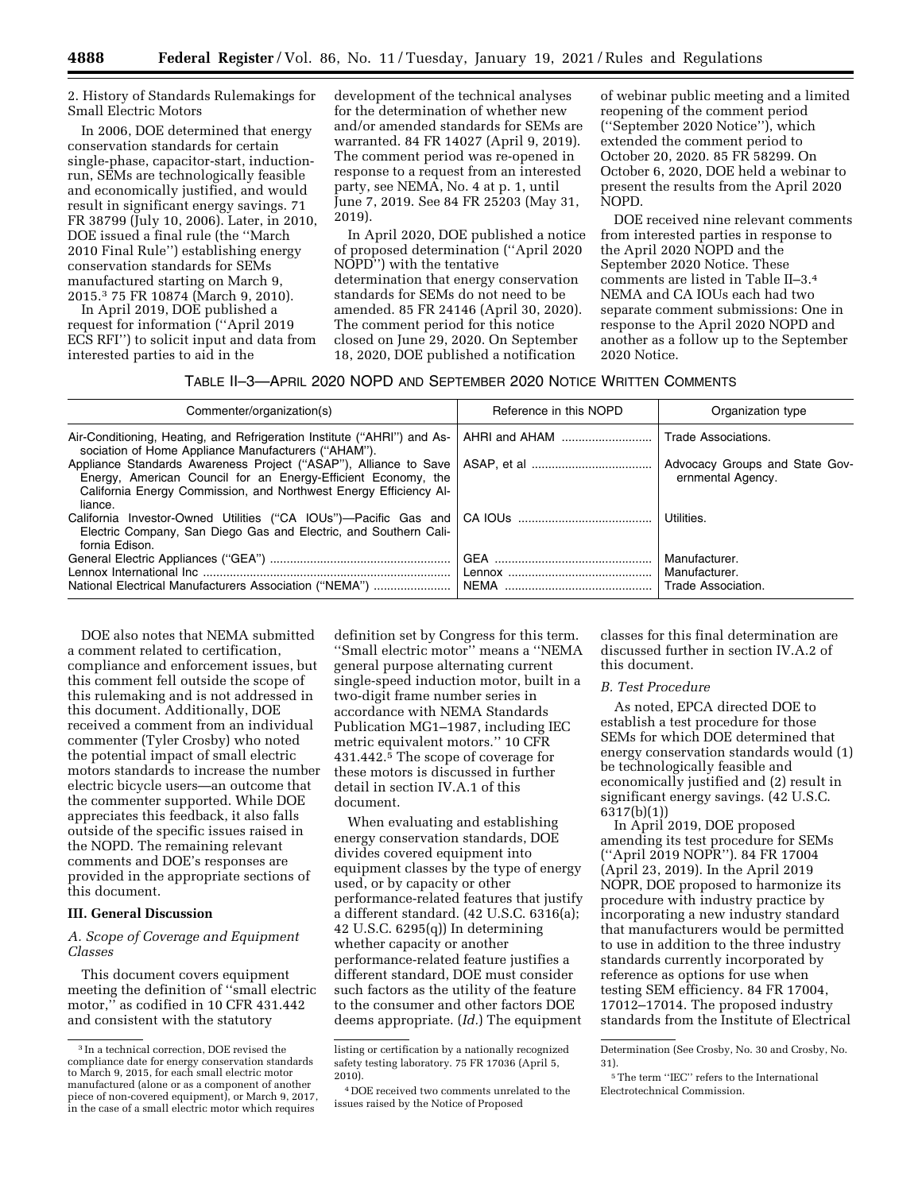2. History of Standards Rulemakings for Small Electric Motors

In 2006, DOE determined that energy conservation standards for certain single-phase, capacitor-start, induction-run, SEMs are technologically feasible and economically justified, and would result in significant energy savings. 71 FR 38799 (July 10, 2006). Later, in 2010, DOE issued a final rule (the ''March 2010 Final Rule'') establishing energy conservation standards for SEMs manufactured starting on March 9, 2015.[3] 75 FR 10874 (March 9, 2010).

In April 2019, DOE published a request for information (''April 2019 ECS RFI'') to solicit input and data from interested parties to aid in the development of the technical analyses for the determination of whether new and/or amended standards for SEMs are warranted. 84 FR 14027 (April 9, 2019). The comment period was re-opened in response to a request from an interested party, see NEMA, No. 4 at p. 1, until June 7, 2019. See 84 FR 25203 (May 31, 2019).

In April 2020, DOE published a notice of proposed determination (''April 2020 NOPD'') with the tentative determination that energy conservation standards for SEMs do not need to be amended. 85 FR 24146 (April 30, 2020). The comment period for this notice closed on June 29, 2020. On September 18, 2020, DOE published a notification of webinar public meeting and a limited reopening of the comment period (''September 2020 Notice''), which extended the comment period to October 20, 2020. 85 FR 58299. On October 6, 2020, DOE held a webinar to present the results from the April 2020 NOPD.

DOE received nine relevant comments from interested parties in response to the April 2020 NOPD and the September 2020 Notice. These comments are listed in Table II–3.[4] NEMA and CA IOUs each had two separate comment submissions: One in response to the April 2020 NOPD and another as a follow up to the September 2020 Notice.

TABLE II–3—APRIL 2020 NOPD AND SEPTEMBER 2020 NOTICE WRITTEN COMMENTS

| Commenter/organization(s) | Reference in this NOPD | Organization type |
|---|---|---|
| Air-Conditioning, Heating, and Refrigeration Institute (''AHRI'') and Association of Home Appliance Manufacturers (''AHAM''). | AHRI and AHAM | Trade Associations. |
| Appliance Standards Awareness Project (''ASAP''), Alliance to Save Energy, American Council for an Energy-Efficient Economy, the California Energy Commission, and Northwest Energy Efficiency Alliance. | ASAP, et al | Advocacy Groups and State Governmental Agency. |
| California Investor-Owned Utilities (''CA IOUs'')—Pacific Gas and Electric Company, San Diego Gas and Electric, and Southern California Edison. | CA IOUs | Utilities. |
| General Electric Appliances (''GEA'') | GEA | Manufacturer. |
| Lennox International Inc | Lennox | Manufacturer. |
| National Electrical Manufacturers Association (''NEMA'') | NEMA | Trade Association. |

DOE also notes that NEMA submitted a comment related to certification, compliance and enforcement issues, but this comment fell outside the scope of this rulemaking and is not addressed in this document. Additionally, DOE received a comment from an individual commenter (Tyler Crosby) who noted the potential impact of small electric motors standards to increase the number electric bicycle users—an outcome that the commenter supported. While DOE appreciates this feedback, it also falls outside of the specific issues raised in the NOPD. The remaining relevant comments and DOE's responses are provided in the appropriate sections of this document.

## III. General Discussion

### A. Scope of Coverage and Equipment Classes

This document covers equipment meeting the definition of ''small electric motor,'' as codified in 10 CFR 431.442 and consistent with the statutory definition set by Congress for this term. ''Small electric motor'' means a ''NEMA general purpose alternating current single-speed induction motor, built in a two-digit frame number series in accordance with NEMA Standards Publication MG1–1987, including IEC metric equivalent motors.'' 10 CFR 431.442.[5] The scope of coverage for these motors is discussed in further detail in section IV.A.1 of this document.

When evaluating and establishing energy conservation standards, DOE divides covered equipment into equipment classes by the type of energy used, or by capacity or other performance-related features that justify a different standard. (42 U.S.C. 6316(a); 42 U.S.C. 6295(q)) In determining whether capacity or another performance-related feature justifies a different standard, DOE must consider such factors as the utility of the feature to the consumer and other factors DOE deems appropriate. (*Id.*) The equipment classes for this final determination are discussed further in section IV.A.2 of this document.

### B. Test Procedure

As noted, EPCA directed DOE to establish a test procedure for those SEMs for which DOE determined that energy conservation standards would (1) be technologically feasible and economically justified and (2) result in significant energy savings. (42 U.S.C. 6317(b)(1))

In April 2019, DOE proposed amending its test procedure for SEMs (''April 2019 NOPR''). 84 FR 17004 (April 23, 2019). In the April 2019 NOPR, DOE proposed to harmonize its procedure with industry practice by incorporating a new industry standard that manufacturers would be permitted to use in addition to the three industry standards currently incorporated by reference as options for use when testing SEM efficiency. 84 FR 17004, 17012–17014. The proposed industry standards from the Institute of Electrical

[3] In a technical correction, DOE revised the compliance date for energy conservation standards to March 9, 2015, for each small electric motor manufactured (alone or as a component of another piece of non-covered equipment), or March 9, 2017, in the case of a small electric motor which requires listing or certification by a nationally recognized safety testing laboratory. 75 FR 17036 (April 5, 2010).

[4] DOE received two comments unrelated to the issues raised by the Notice of Proposed Determination (See Crosby, No. 30 and Crosby, No. 31).

[5] The term ''IEC'' refers to the International Electrotechnical Commission.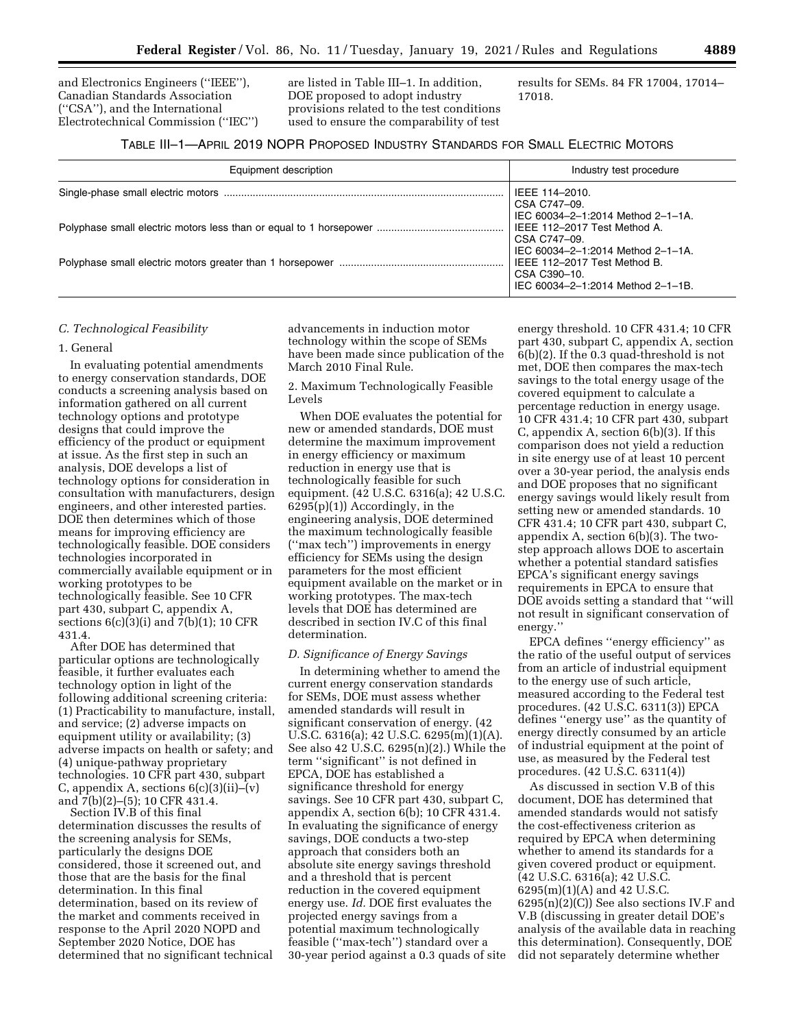and Electronics Engineers (''IEEE''), Canadian Standards Association (''CSA''), and the International Electrotechnical Commission (''IEC'') are listed in Table III–1. In addition, DOE proposed to adopt industry provisions related to the test conditions used to ensure the comparability of test results for SEMs. 84 FR 17004, 17014–17018.

TABLE III–1—APRIL 2019 NOPR PROPOSED INDUSTRY STANDARDS FOR SMALL ELECTRIC MOTORS

| Equipment description | Industry test procedure |
| --- | --- |
| Single-phase small electric motors | IEEE 114–2010.<br>CSA C747–09.<br>IEC 60034–2–1:2014 Method 2–1–1A. |
| Polyphase small electric motors less than or equal to 1 horsepower | IEEE 112–2017 Test Method A.<br>CSA C747–09.<br>IEC 60034–2–1:2014 Method 2–1–1A. |
| Polyphase small electric motors greater than 1 horsepower | IEEE 112–2017 Test Method B.<br>CSA C390–10.<br>IEC 60034–2–1:2014 Method 2–1–1B. |

### C. Technological Feasibility

#### 1. General

In evaluating potential amendments to energy conservation standards, DOE conducts a screening analysis based on information gathered on all current technology options and prototype designs that could improve the efficiency of the product or equipment at issue. As the first step in such an analysis, DOE develops a list of technology options for consideration in consultation with manufacturers, design engineers, and other interested parties. DOE then determines which of those means for improving efficiency are technologically feasible. DOE considers technologies incorporated in commercially available equipment or in working prototypes to be technologically feasible. See 10 CFR part 430, subpart C, appendix A, sections 6(c)(3)(i) and 7(b)(1); 10 CFR 431.4.

After DOE has determined that particular options are technologically feasible, it further evaluates each technology option in light of the following additional screening criteria: (1) Practicability to manufacture, install, and service; (2) adverse impacts on equipment utility or availability; (3) adverse impacts on health or safety; and (4) unique-pathway proprietary technologies. 10 CFR part 430, subpart C, appendix A, sections 6(c)(3)(ii)–(v) and 7(b)(2)–(5); 10 CFR 431.4.

Section IV.B of this final determination discusses the results of the screening analysis for SEMs, particularly the designs DOE considered, those it screened out, and those that are the basis for the final determination. In this final determination, based on its review of the market and comments received in response to the April 2020 NOPD and September 2020 Notice, DOE has determined that no significant technical advancements in induction motor technology within the scope of SEMs have been made since publication of the March 2010 Final Rule.

#### 2. Maximum Technologically Feasible Levels

When DOE evaluates the potential for new or amended standards, DOE must determine the maximum improvement in energy efficiency or maximum reduction in energy use that is technologically feasible for such equipment. (42 U.S.C. 6316(a); 42 U.S.C. 6295(p)(1)) Accordingly, in the engineering analysis, DOE determined the maximum technologically feasible (''max tech'') improvements in energy efficiency for SEMs using the design parameters for the most efficient equipment available on the market or in working prototypes. The max-tech levels that DOE has determined are described in section IV.C of this final determination.

### *D. Significance of Energy Savings*

In determining whether to amend the current energy conservation standards for SEMs, DOE must assess whether amended standards will result in significant conservation of energy. (42 U.S.C. 6316(a); 42 U.S.C. 6295(m)(1)(A). See also 42 U.S.C. 6295(n)(2).) While the term ''significant'' is not defined in EPCA, DOE has established a significance threshold for energy savings. See 10 CFR part 430, subpart C, appendix A, section 6(b); 10 CFR 431.4. In evaluating the significance of energy savings, DOE conducts a two-step approach that considers both an absolute site energy savings threshold and a threshold that is percent reduction in the covered equipment energy use. *Id.* DOE first evaluates the projected energy savings from a potential maximum technologically feasible (''max-tech'') standard over a 30-year period against a 0.3 quads of site energy threshold. 10 CFR 431.4; 10 CFR part 430, subpart C, appendix A, section 6(b)(2). If the 0.3 quad-threshold is not met, DOE then compares the max-tech savings to the total energy usage of the covered equipment to calculate a percentage reduction in energy usage. 10 CFR 431.4; 10 CFR part 430, subpart C, appendix A, section 6(b)(3). If this comparison does not yield a reduction in site energy use of at least 10 percent over a 30-year period, the analysis ends and DOE proposes that no significant energy savings would likely result from setting new or amended standards. 10 CFR 431.4; 10 CFR part 430, subpart C, appendix A, section 6(b)(3). The two-step approach allows DOE to ascertain whether a potential standard satisfies EPCA's significant energy savings requirements in EPCA to ensure that DOE avoids setting a standard that ''will not result in significant conservation of energy.''

EPCA defines ''energy efficiency'' as the ratio of the useful output of services from an article of industrial equipment to the energy use of such article, measured according to the Federal test procedures. (42 U.S.C. 6311(3)) EPCA defines ''energy use'' as the quantity of energy directly consumed by an article of industrial equipment at the point of use, as measured by the Federal test procedures. (42 U.S.C. 6311(4))

As discussed in section V.B of this document, DOE has determined that amended standards would not satisfy the cost-effectiveness criterion as required by EPCA when determining whether to amend its standards for a given covered product or equipment. (42 U.S.C. 6316(a); 42 U.S.C. 6295(m)(1)(A) and 42 U.S.C. 6295(n)(2)(C)) See also sections IV.F and V.B (discussing in greater detail DOE's analysis of the available data in reaching this determination). Consequently, DOE did not separately determine whether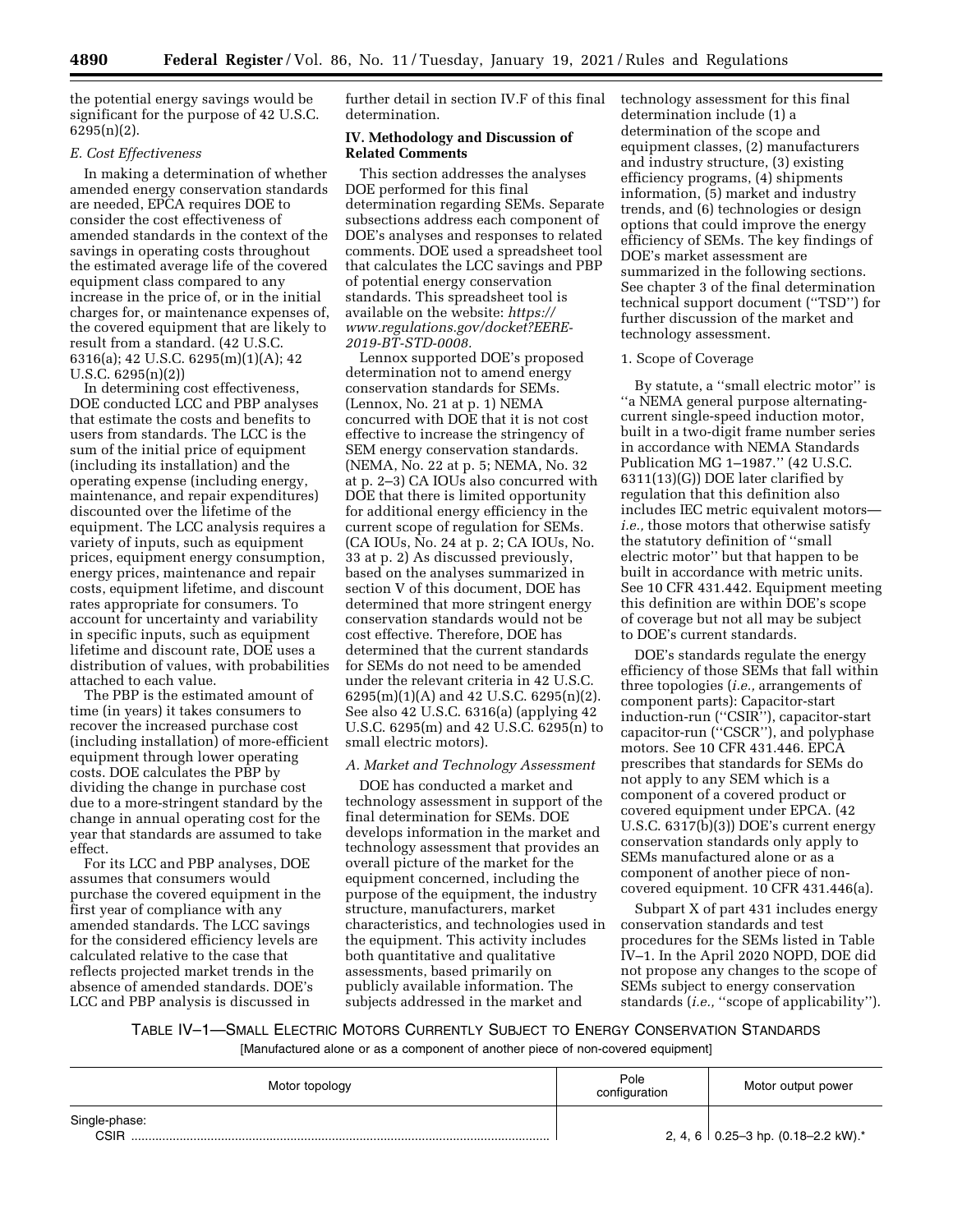the potential energy savings would be significant for the purpose of 42 U.S.C. 6295(n)(2).

### E. Cost Effectiveness

In making a determination of whether amended energy conservation standards are needed, EPCA requires DOE to consider the cost effectiveness of amended standards in the context of the savings in operating costs throughout the estimated average life of the covered equipment class compared to any increase in the price of, or in the initial charges for, or maintenance expenses of, the covered equipment that are likely to result from a standard. (42 U.S.C. 6316(a); 42 U.S.C. 6295(m)(1)(A); 42 U.S.C. 6295(n)(2))

In determining cost effectiveness, DOE conducted LCC and PBP analyses that estimate the costs and benefits to users from standards. The LCC is the sum of the initial price of equipment (including its installation) and the operating expense (including energy, maintenance, and repair expenditures) discounted over the lifetime of the equipment. The LCC analysis requires a variety of inputs, such as equipment prices, equipment energy consumption, energy prices, maintenance and repair costs, equipment lifetime, and discount rates appropriate for consumers. To account for uncertainty and variability in specific inputs, such as equipment lifetime and discount rate, DOE uses a distribution of values, with probabilities attached to each value.

The PBP is the estimated amount of time (in years) it takes consumers to recover the increased purchase cost (including installation) of more-efficient equipment through lower operating costs. DOE calculates the PBP by dividing the change in purchase cost due to a more-stringent standard by the change in annual operating cost for the year that standards are assumed to take effect.

For its LCC and PBP analyses, DOE assumes that consumers would purchase the covered equipment in the first year of compliance with any amended standards. The LCC savings for the considered efficiency levels are calculated relative to the case that reflects projected market trends in the absence of amended standards. DOE's LCC and PBP analysis is discussed in further detail in section IV.F of this final determination.

## IV. Methodology and Discussion of Related Comments

This section addresses the analyses DOE performed for this final determination regarding SEMs. Separate subsections address each component of DOE's analyses and responses to related comments. DOE used a spreadsheet tool that calculates the LCC savings and PBP of potential energy conservation standards. This spreadsheet tool is available on the website: *https://www.regulations.gov/docket?EERE-2019-BT-STD-0008.*

Lennox supported DOE's proposed determination not to amend energy conservation standards for SEMs. (Lennox, No. 21 at p. 1) NEMA concurred with DOE that it is not cost effective to increase the stringency of SEM energy conservation standards. (NEMA, No. 22 at p. 5; NEMA, No. 32 at p. 2–3) CA IOUs also concurred with DOE that there is limited opportunity for additional energy efficiency in the current scope of regulation for SEMs. (CA IOUs, No. 24 at p. 2; CA IOUs, No. 33 at p. 2) As discussed previously, based on the analyses summarized in section V of this document, DOE has determined that more stringent energy conservation standards would not be cost effective. Therefore, DOE has determined that the current standards for SEMs do not need to be amended under the relevant criteria in 42 U.S.C. 6295(m)(1)(A) and 42 U.S.C. 6295(n)(2). See also 42 U.S.C. 6316(a) (applying 42 U.S.C. 6295(m) and 42 U.S.C. 6295(n) to small electric motors).

### A. Market and Technology Assessment

DOE has conducted a market and technology assessment in support of the final determination for SEMs. DOE develops information in the market and technology assessment that provides an overall picture of the market for the equipment concerned, including the purpose of the equipment, the industry structure, manufacturers, market characteristics, and technologies used in the equipment. This activity includes both quantitative and qualitative assessments, based primarily on publicly available information. The subjects addressed in the market and technology assessment for this final determination include (1) a determination of the scope and equipment classes, (2) manufacturers and industry structure, (3) existing efficiency programs, (4) shipments information, (5) market and industry trends, and (6) technologies or design options that could improve the energy efficiency of SEMs. The key findings of DOE's market assessment are summarized in the following sections. See chapter 3 of the final determination technical support document ("TSD") for further discussion of the market and technology assessment.

#### 1. Scope of Coverage

By statute, a "small electric motor" is "a NEMA general purpose alternating-current single-speed induction motor, built in a two-digit frame number series in accordance with NEMA Standards Publication MG 1–1987." (42 U.S.C. 6311(13)(G)) DOE later clarified by regulation that this definition also includes IEC metric equivalent motors—*i.e.,* those motors that otherwise satisfy the statutory definition of "small electric motor" but that happen to be built in accordance with metric units. See 10 CFR 431.442. Equipment meeting this definition are within DOE's scope of coverage but not all may be subject to DOE's current standards.

DOE's standards regulate the energy efficiency of those SEMs that fall within three topologies (*i.e.,* arrangements of component parts): Capacitor-start induction-run ("CSIR"), capacitor-start capacitor-run ("CSCR"), and polyphase motors. See 10 CFR 431.446. EPCA prescribes that standards for SEMs do not apply to any SEM which is a component of a covered product or covered equipment under EPCA. (42 U.S.C. 6317(b)(3)) DOE's current energy conservation standards only apply to SEMs manufactured alone or as a component of another piece of non-covered equipment. 10 CFR 431.446(a).

Subpart X of part 431 includes energy conservation standards and test procedures for the SEMs listed in Table IV–1. In the April 2020 NOPD, DOE did not propose any changes to the scope of SEMs subject to energy conservation standards (*i.e.,* "scope of applicability").

TABLE IV–1—SMALL ELECTRIC MOTORS CURRENTLY SUBJECT TO ENERGY CONSERVATION STANDARDS

[Manufactured alone or as a component of another piece of non-covered equipment]

| Motor topology | Pole configuration | Motor output power |
|---|---|---|
| Single-phase: | | |
| CSIR | 2, 4, 6 | 0.25–3 hp. (0.18–2.2 kW).* |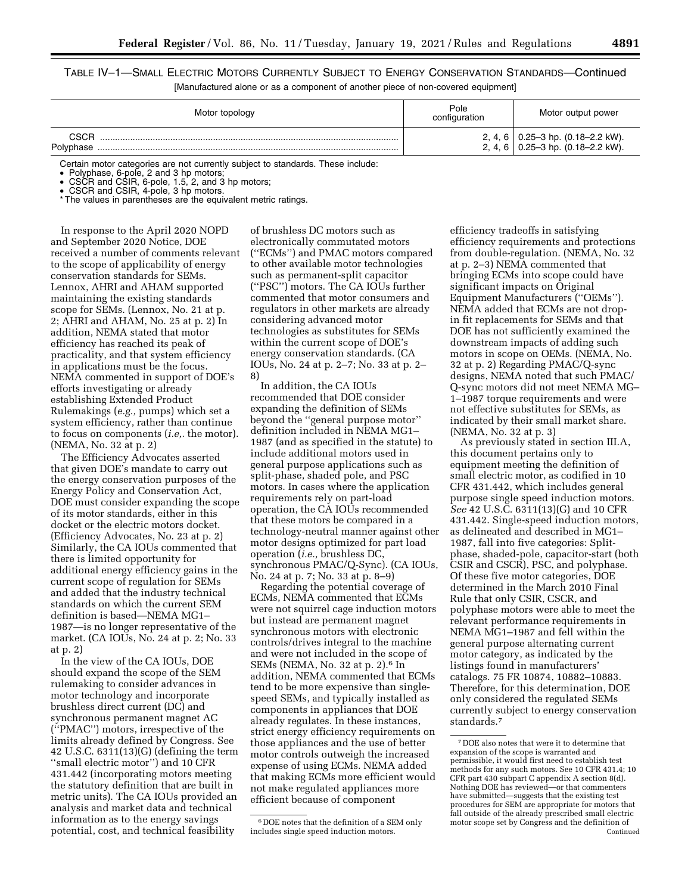TABLE IV–1—SMALL ELECTRIC MOTORS CURRENTLY SUBJECT TO ENERGY CONSERVATION STANDARDS—Continued

[Manufactured alone or as a component of another piece of non-covered equipment]

| Motor topology | Pole configuration | Motor output power |
|---|---|---|
| CSCR | 2, 4, 6 | 0.25–3 hp. (0.18–2.2 kW). |
| Polyphase | 2, 4, 6 | 0.25–3 hp. (0.18–2.2 kW). |

Certain motor categories are not currently subject to standards. These include:

- Polyphase, 6-pole, 2 and 3 hp motors;
- CSCR and CSIR, 6-pole, 1.5, 2, and 3 hp motors;
- CSCR and CSIR, 4-pole, 3 hp motors.

* The values in parentheses are the equivalent metric ratings.

In response to the April 2020 NOPD and September 2020 Notice, DOE received a number of comments relevant to the scope of applicability of energy conservation standards for SEMs. Lennox, AHRI and AHAM supported maintaining the existing standards scope for SEMs. (Lennox, No. 21 at p. 2; AHRI and AHAM, No. 25 at p. 2) In addition, NEMA stated that motor efficiency has reached its peak of practicality, and that system efficiency in applications must be the focus. NEMA commented in support of DOE's efforts investigating or already establishing Extended Product Rulemakings (*e.g.,* pumps) which set a system efficiency, rather than continue to focus on components (*i.e,.* the motor). (NEMA, No. 32 at p. 2)

The Efficiency Advocates asserted that given DOE's mandate to carry out the energy conservation purposes of the Energy Policy and Conservation Act, DOE must consider expanding the scope of its motor standards, either in this docket or the electric motors docket. (Efficiency Advocates, No. 23 at p. 2) Similarly, the CA IOUs commented that there is limited opportunity for additional energy efficiency gains in the current scope of regulation for SEMs and added that the industry technical standards on which the current SEM definition is based—NEMA MG1–1987—is no longer representative of the market. (CA IOUs, No. 24 at p. 2; No. 33 at p. 2)

In the view of the CA IOUs, DOE should expand the scope of the SEM rulemaking to consider advances in motor technology and incorporate brushless direct current (DC) and synchronous permanent magnet AC (''PMAC'') motors, irrespective of the limits already defined by Congress. See 42 U.S.C. 6311(13)(G) (defining the term ''small electric motor'') and 10 CFR 431.442 (incorporating motors meeting the statutory definition that are built in metric units). The CA IOUs provided an analysis and market data and technical information as to the energy savings potential, cost, and technical feasibility of brushless DC motors such as electronically commutated motors (''ECMs'') and PMAC motors compared to other available motor technologies such as permanent-split capacitor (''PSC'') motors. The CA IOUs further commented that motor consumers and regulators in other markets are already considering advanced motor technologies as substitutes for SEMs within the current scope of DOE's energy conservation standards. (CA IOUs, No. 24 at p. 2–7; No. 33 at p. 2–8)

In addition, the CA IOUs recommended that DOE consider expanding the definition of SEMs beyond the ''general purpose motor'' definition included in NEMA MG1–1987 (and as specified in the statute) to include additional motors used in general purpose applications such as split-phase, shaded pole, and PSC motors. In cases where the application requirements rely on part-load operation, the CA IOUs recommended that these motors be compared in a technology-neutral manner against other motor designs optimized for part load operation (*i.e.,* brushless DC, synchronous PMAC/Q-Sync). (CA IOUs, No. 24 at p. 7; No. 33 at p. 8–9)

Regarding the potential coverage of ECMs, NEMA commented that ECMs were not squirrel cage induction motors but instead are permanent magnet synchronous motors with electronic controls/drives integral to the machine and were not included in the scope of SEMs (NEMA, No. 32 at p. 2).[6] In addition, NEMA commented that ECMs tend to be more expensive than single-speed SEMs, and typically installed as components in appliances that DOE already regulates. In these instances, strict energy efficiency requirements on those appliances and the use of better motor controls outweigh the increased expense of using ECMs. NEMA added that making ECMs more efficient would not make regulated appliances more efficient because of component efficiency tradeoffs in satisfying efficiency requirements and protections from double-regulation. (NEMA, No. 32 at p. 2–3) NEMA commented that bringing ECMs into scope could have significant impacts on Original Equipment Manufacturers (''OEMs''). NEMA added that ECMs are not drop-in fit replacements for SEMs and that DOE has not sufficiently examined the downstream impacts of adding such motors in scope on OEMs. (NEMA, No. 32 at p. 2) Regarding PMAC/Q-sync designs, NEMA noted that such PMAC/Q-sync motors did not meet NEMA MG–1–1987 torque requirements and were not effective substitutes for SEMs, as indicated by their small market share. (NEMA, No. 32 at p. 3)

As previously stated in section III.A, this document pertains only to equipment meeting the definition of small electric motor, as codified in 10 CFR 431.442, which includes general purpose single speed induction motors. *See* 42 U.S.C. 6311(13)(G) and 10 CFR 431.442. Single-speed induction motors, as delineated and described in MG1–1987, fall into five categories: Split-phase, shaded-pole, capacitor-start (both CSIR and CSCR), PSC, and polyphase. Of these five motor categories, DOE determined in the March 2010 Final Rule that only CSIR, CSCR, and polyphase motors were able to meet the relevant performance requirements in NEMA MG1–1987 and fell within the general purpose alternating current motor category, as indicated by the listings found in manufacturers' catalogs. 75 FR 10874, 10882–10883. Therefore, for this determination, DOE only considered the regulated SEMs currently subject to energy conservation standards.[7]

[6] DOE notes that the definition of a SEM only includes single speed induction motors.

[7] DOE also notes that were it to determine that expansion of the scope is warranted and permissible, it would first need to establish test methods for any such motors. See 10 CFR 431.4; 10 CFR part 430 subpart C appendix A section 8(d). Nothing DOE has reviewed—or that commenters have submitted—suggests that the existing test procedures for SEM are appropriate for motors that fall outside of the already prescribed small electric motor scope set by Congress and the definition of

Continued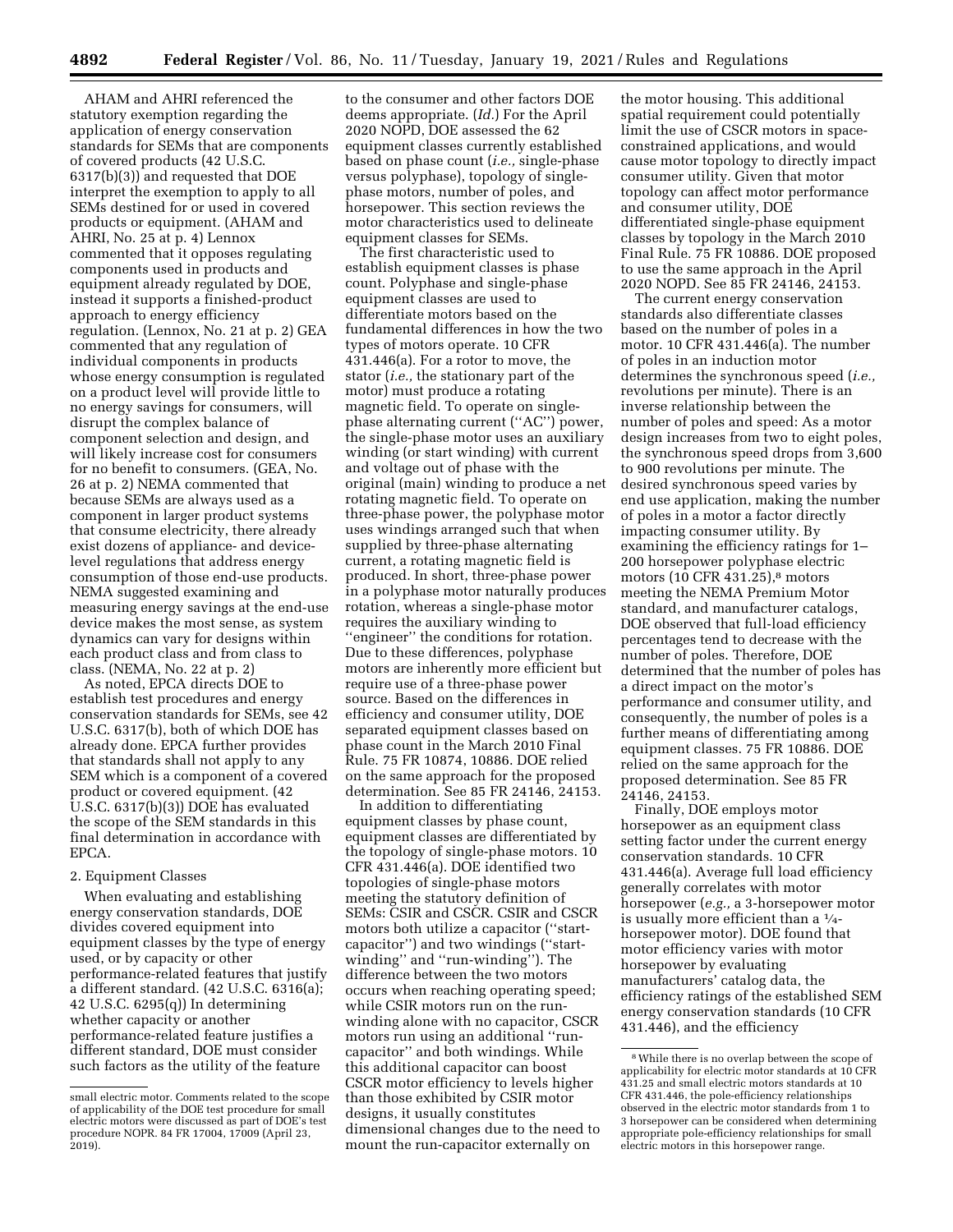AHAM and AHRI referenced the statutory exemption regarding the application of energy conservation standards for SEMs that are components of covered products (42 U.S.C. 6317(b)(3)) and requested that DOE interpret the exemption to apply to all SEMs destined for or used in covered products or equipment. (AHAM and AHRI, No. 25 at p. 4) Lennox commented that it opposes regulating components used in products and equipment already regulated by DOE, instead it supports a finished-product approach to energy efficiency regulation. (Lennox, No. 21 at p. 2) GEA commented that any regulation of individual components in products whose energy consumption is regulated on a product level will provide little to no energy savings for consumers, will disrupt the complex balance of component selection and design, and will likely increase cost for consumers for no benefit to consumers. (GEA, No. 26 at p. 2) NEMA commented that because SEMs are always used as a component in larger product systems that consume electricity, there already exist dozens of appliance- and device-level regulations that address energy consumption of those end-use products. NEMA suggested examining and measuring energy savings at the end-use device makes the most sense, as system dynamics can vary for designs within each product class and from class to class. (NEMA, No. 22 at p. 2)

As noted, EPCA directs DOE to establish test procedures and energy conservation standards for SEMs, see 42 U.S.C. 6317(b), both of which DOE has already done. EPCA further provides that standards shall not apply to any SEM which is a component of a covered product or covered equipment. (42 U.S.C. 6317(b)(3)) DOE has evaluated the scope of the SEM standards in this final determination in accordance with EPCA.

2. Equipment Classes

When evaluating and establishing energy conservation standards, DOE divides covered equipment into equipment classes by the type of energy used, or by capacity or other performance-related features that justify a different standard. (42 U.S.C. 6316(a); 42 U.S.C. 6295(q)) In determining whether capacity or another performance-related feature justifies a different standard, DOE must consider such factors as the utility of the feature to the consumer and other factors DOE deems appropriate. (*Id.*) For the April 2020 NOPD, DOE assessed the 62 equipment classes currently established based on phase count (*i.e.,* single-phase versus polyphase), topology of single-phase motors, number of poles, and horsepower. This section reviews the motor characteristics used to delineate equipment classes for SEMs.

The first characteristic used to establish equipment classes is phase count. Polyphase and single-phase equipment classes are used to differentiate motors based on the fundamental differences in how the two types of motors operate. 10 CFR 431.446(a). For a rotor to move, the stator (*i.e.,* the stationary part of the motor) must produce a rotating magnetic field. To operate on single-phase alternating current (''AC'') power, the single-phase motor uses an auxiliary winding (or start winding) with current and voltage out of phase with the original (main) winding to produce a net rotating magnetic field. To operate on three-phase power, the polyphase motor uses windings arranged such that when supplied by three-phase alternating current, a rotating magnetic field is produced. In short, three-phase power in a polyphase motor naturally produces rotation, whereas a single-phase motor requires the auxiliary winding to ''engineer'' the conditions for rotation. Due to these differences, polyphase motors are inherently more efficient but require use of a three-phase power source. Based on the differences in efficiency and consumer utility, DOE separated equipment classes based on phase count in the March 2010 Final Rule. 75 FR 10874, 10886. DOE relied on the same approach for the proposed determination. See 85 FR 24146, 24153.

In addition to differentiating equipment classes by phase count, equipment classes are differentiated by the topology of single-phase motors. 10 CFR 431.446(a). DOE identified two topologies of single-phase motors meeting the statutory definition of SEMs: CSIR and CSCR. CSIR and CSCR motors both utilize a capacitor (''start-capacitor'') and two windings (''start-winding'' and ''run-winding''). The difference between the two motors occurs when reaching operating speed; while CSIR motors run on the run-winding alone with no capacitor, CSCR motors run using an additional ''run-capacitor'' and both windings. While this additional capacitor can boost CSCR motor efficiency to levels higher than those exhibited by CSIR motor designs, it usually constitutes dimensional changes due to the need to mount the run-capacitor externally on the motor housing. This additional spatial requirement could potentially limit the use of CSCR motors in space-constrained applications, and would cause motor topology to directly impact consumer utility. Given that motor topology can affect motor performance and consumer utility, DOE differentiated single-phase equipment classes by topology in the March 2010 Final Rule. 75 FR 10886. DOE proposed to use the same approach in the April 2020 NOPD. See 85 FR 24146, 24153.

The current energy conservation standards also differentiate classes based on the number of poles in a motor. 10 CFR 431.446(a). The number of poles in an induction motor determines the synchronous speed (*i.e.,* revolutions per minute). There is an inverse relationship between the number of poles and speed: As a motor design increases from two to eight poles, the synchronous speed drops from 3,600 to 900 revolutions per minute. The desired synchronous speed varies by end use application, making the number of poles in a motor a factor directly impacting consumer utility. By examining the efficiency ratings for 1–200 horsepower polyphase electric motors (10 CFR 431.25),[8] motors meeting the NEMA Premium Motor standard, and manufacturer catalogs, DOE observed that full-load efficiency percentages tend to decrease with the number of poles. Therefore, DOE determined that the number of poles has a direct impact on the motor's performance and consumer utility, and consequently, the number of poles is a further means of differentiating among equipment classes. 75 FR 10886. DOE relied on the same approach for the proposed determination. See 85 FR 24146, 24153.

Finally, DOE employs motor horsepower as an equipment class setting factor under the current energy conservation standards. 10 CFR 431.446(a). Average full load efficiency generally correlates with motor horsepower (*e.g.,* a 3-horsepower motor is usually more efficient than a ¼-horsepower motor). DOE found that motor efficiency varies with motor horsepower by evaluating manufacturers' catalog data, the efficiency ratings of the established SEM energy conservation standards (10 CFR 431.446), and the efficiency

---

small electric motor. Comments related to the scope of applicability of the DOE test procedure for small electric motors were discussed as part of DOE's test procedure NOPR. 84 FR 17004, 17009 (April 23, 2019).

[8] While there is no overlap between the scope of applicability for electric motor standards at 10 CFR 431.25 and small electric motors standards at 10 CFR 431.446, the pole-efficiency relationships observed in the electric motor standards from 1 to 3 horsepower can be considered when determining appropriate pole-efficiency relationships for small electric motors in this horsepower range.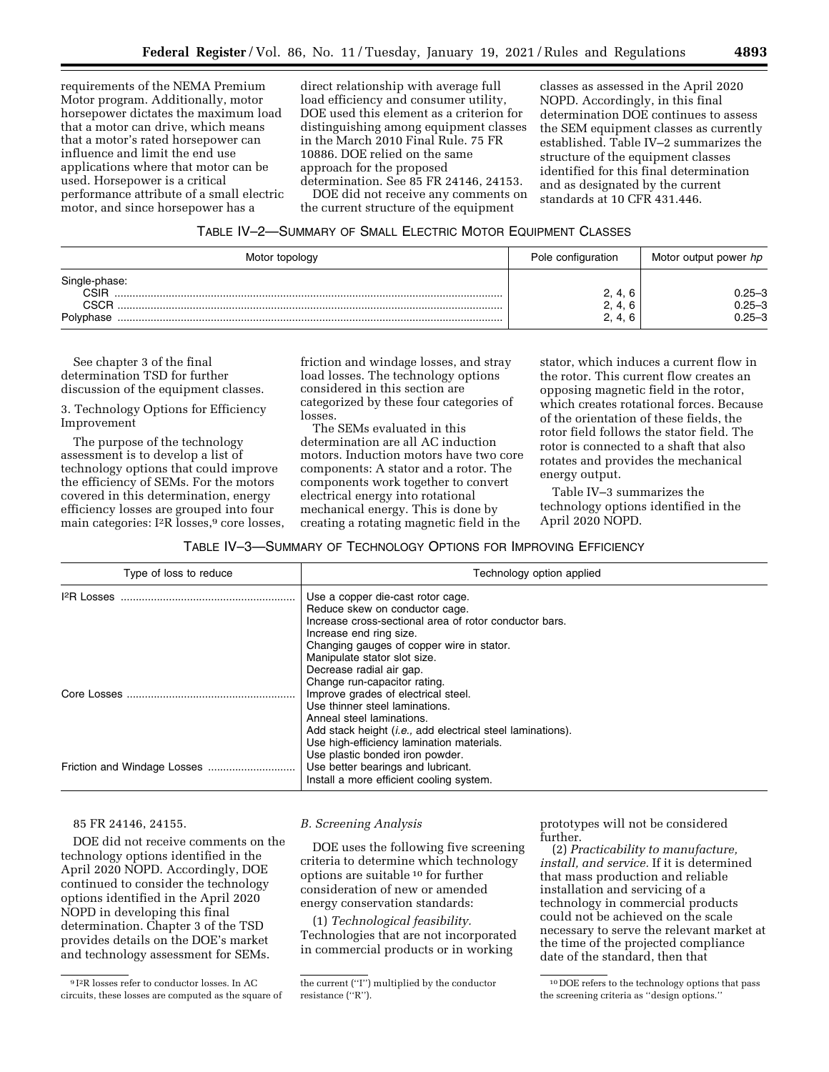requirements of the NEMA Premium Motor program. Additionally, motor horsepower dictates the maximum load that a motor can drive, which means that a motor's rated horsepower can influence and limit the end use applications where that motor can be used. Horsepower is a critical performance attribute of a small electric motor, and since horsepower has a direct relationship with average full load efficiency and consumer utility, DOE used this element as a criterion for distinguishing among equipment classes in the March 2010 Final Rule. 75 FR 10886. DOE relied on the same approach for the proposed determination. See 85 FR 24146, 24153.

DOE did not receive any comments on the current structure of the equipment classes as assessed in the April 2020 NOPD. Accordingly, in this final determination DOE continues to assess the SEM equipment classes as currently established. Table IV–2 summarizes the structure of the equipment classes identified for this final determination and as designated by the current standards at 10 CFR 431.446.

TABLE IV–2—SUMMARY OF SMALL ELECTRIC MOTOR EQUIPMENT CLASSES

| Motor topology | Pole configuration | Motor output power *hp* |
|---|---|---|
| Single-phase: | | |
| CSIR | 2, 4, 6 | 0.25–3 |
| CSCR | 2, 4, 6 | 0.25–3 |
| Polyphase | 2, 4, 6 | 0.25–3 |

See chapter 3 of the final determination TSD for further discussion of the equipment classes.

3. Technology Options for Efficiency Improvement

The purpose of the technology assessment is to develop a list of technology options that could improve the efficiency of SEMs. For the motors covered in this determination, energy efficiency losses are grouped into four main categories: $I^2R$ losses,[9] core losses, friction and windage losses, and stray load losses. The technology options considered in this section are categorized by these four categories of losses.

The SEMs evaluated in this determination are all AC induction motors. Induction motors have two core components: A stator and a rotor. The components work together to convert electrical energy into rotational mechanical energy. This is done by creating a rotating magnetic field in the stator, which induces a current flow in the rotor. This current flow creates an opposing magnetic field in the rotor, which creates rotational forces. Because of the orientation of these fields, the rotor field follows the stator field. The rotor is connected to a shaft that also rotates and provides the mechanical energy output.

Table IV–3 summarizes the technology options identified in the April 2020 NOPD.

TABLE IV–3—SUMMARY OF TECHNOLOGY OPTIONS FOR IMPROVING EFFICIENCY

| Type of loss to reduce | Technology option applied |
|---|---|
| $I^2R$ Losses | Use a copper die-cast rotor cage. |
| | Reduce skew on conductor cage. |
| | Increase cross-sectional area of rotor conductor bars. |
| | Increase end ring size. |
| | Changing gauges of copper wire in stator. |
| | Manipulate stator slot size. |
| | Decrease radial air gap. |
| | Change run-capacitor rating. |
| Core Losses | Improve grades of electrical steel. |
| | Use thinner steel laminations. |
| | Anneal steel laminations. |
| | Add stack height (*i.e.,* add electrical steel laminations). |
| | Use high-efficiency lamination materials. |
| | Use plastic bonded iron powder. |
| Friction and Windage Losses | Use better bearings and lubricant. |
| | Install a more efficient cooling system. |

85 FR 24146, 24155.

DOE did not receive comments on the technology options identified in the April 2020 NOPD. Accordingly, DOE continued to consider the technology options identified in the April 2020 NOPD in developing this final determination. Chapter 3 of the TSD provides details on the DOE's market and technology assessment for SEMs.

*B. Screening Analysis*

DOE uses the following five screening criteria to determine which technology options are suitable[10] for further consideration of new or amended energy conservation standards:

(1) *Technological feasibility.* Technologies that are not incorporated in commercial products or in working prototypes will not be considered further.

(2) *Practicability to manufacture, install, and service.* If it is determined that mass production and reliable installation and servicing of a technology in commercial products could not be achieved on the scale necessary to serve the relevant market at the time of the projected compliance date of the standard, then that

[9] $I^2R$ losses refer to conductor losses. In AC circuits, these losses are computed as the square of the current ("I") multiplied by the conductor resistance ("R").

[10] DOE refers to the technology options that pass the screening criteria as "design options."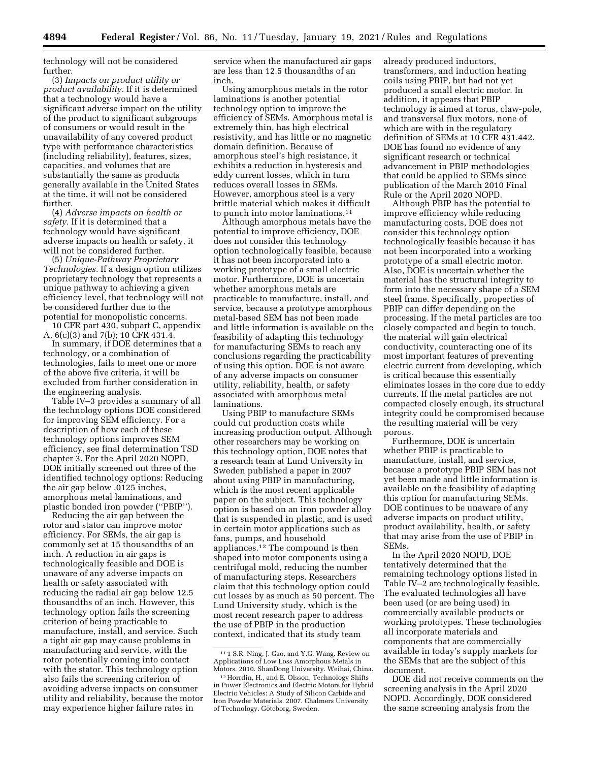technology will not be considered further.

(3) *Impacts on product utility or product availability.* If it is determined that a technology would have a significant adverse impact on the utility of the product to significant subgroups of consumers or would result in the unavailability of any covered product type with performance characteristics (including reliability), features, sizes, capacities, and volumes that are substantially the same as products generally available in the United States at the time, it will not be considered further.

(4) *Adverse impacts on health or safety.* If it is determined that a technology would have significant adverse impacts on health or safety, it will not be considered further.

(5) *Unique-Pathway Proprietary Technologies.* If a design option utilizes proprietary technology that represents a unique pathway to achieving a given efficiency level, that technology will not be considered further due to the potential for monopolistic concerns.

10 CFR part 430, subpart C, appendix A, 6(c)(3) and 7(b); 10 CFR 431.4.

In summary, if DOE determines that a technology, or a combination of technologies, fails to meet one or more of the above five criteria, it will be excluded from further consideration in the engineering analysis.

Table IV–3 provides a summary of all the technology options DOE considered for improving SEM efficiency. For a description of how each of these technology options improves SEM efficiency, see final determination TSD chapter 3. For the April 2020 NOPD, DOE initially screened out three of the identified technology options: Reducing the air gap below .0125 inches, amorphous metal laminations, and plastic bonded iron powder ("PBIP").

Reducing the air gap between the rotor and stator can improve motor efficiency. For SEMs, the air gap is commonly set at 15 thousandths of an inch. A reduction in air gaps is technologically feasible and DOE is unaware of any adverse impacts on health or safety associated with reducing the radial air gap below 12.5 thousandths of an inch. However, this technology option fails the screening criterion of being practicable to manufacture, install, and service. Such a tight air gap may cause problems in manufacturing and service, with the rotor potentially coming into contact with the stator. This technology option also fails the screening criterion of avoiding adverse impacts on consumer utility and reliability, because the motor may experience higher failure rates in service when the manufactured air gaps are less than 12.5 thousandths of an inch.

Using amorphous metals in the rotor laminations is another potential technology option to improve the efficiency of SEMs. Amorphous metal is extremely thin, has high electrical resistivity, and has little or no magnetic domain definition. Because of amorphous steel's high resistance, it exhibits a reduction in hysteresis and eddy current losses, which in turn reduces overall losses in SEMs. However, amorphous steel is a very brittle material which makes it difficult to punch into motor laminations.[11]

Although amorphous metals have the potential to improve efficiency, DOE does not consider this technology option technologically feasible, because it has not been incorporated into a working prototype of a small electric motor. Furthermore, DOE is uncertain whether amorphous metals are practicable to manufacture, install, and service, because a prototype amorphous metal-based SEM has not been made and little information is available on the feasibility of adapting this technology for manufacturing SEMs to reach any conclusions regarding the practicability of using this option. DOE is not aware of any adverse impacts on consumer utility, reliability, health, or safety associated with amorphous metal laminations.

Using PBIP to manufacture SEMs could cut production costs while increasing production output. Although other researchers may be working on this technology option, DOE notes that a research team at Lund University in Sweden published a paper in 2007 about using PBIP in manufacturing, which is the most recent applicable paper on the subject. This technology option is based on an iron powder alloy that is suspended in plastic, and is used in certain motor applications such as fans, pumps, and household appliances.[12] The compound is then shaped into motor components using a centrifugal mold, reducing the number of manufacturing steps. Researchers claim that this technology option could cut losses by as much as 50 percent. The Lund University study, which is the most recent research paper to address the use of PBIP in the production context, indicated that its study team already produced inductors, transformers, and induction heating coils using PBIP, but had not yet produced a small electric motor. In addition, it appears that PBIP technology is aimed at torus, claw-pole, and transversal flux motors, none of which are with in the regulatory definition of SEMs at 10 CFR 431.442. DOE has found no evidence of any significant research or technical advancement in PBIP methodologies that could be applied to SEMs since publication of the March 2010 Final Rule or the April 2020 NOPD.

Although PBIP has the potential to improve efficiency while reducing manufacturing costs, DOE does not consider this technology option technologically feasible because it has not been incorporated into a working prototype of a small electric motor. Also, DOE is uncertain whether the material has the structural integrity to form into the necessary shape of a SEM steel frame. Specifically, properties of PBIP can differ depending on the processing. If the metal particles are too closely compacted and begin to touch, the material will gain electrical conductivity, counteracting one of its most important features of preventing electric current from developing, which is critical because this essentially eliminates losses in the core due to eddy currents. If the metal particles are not compacted closely enough, its structural integrity could be compromised because the resulting material will be very porous.

Furthermore, DOE is uncertain whether PBIP is practicable to manufacture, install, and service, because a prototype PBIP SEM has not yet been made and little information is available on the feasibility of adapting this option for manufacturing SEMs. DOE continues to be unaware of any adverse impacts on product utility, product availability, health, or safety that may arise from the use of PBIP in SEMs.

In the April 2020 NOPD, DOE tentatively determined that the remaining technology options listed in Table IV–2 are technologically feasible. The evaluated technologies all have been used (or are being used) in commercially available products or working prototypes. These technologies all incorporate materials and components that are commercially available in today's supply markets for the SEMs that are the subject of this document.

DOE did not receive comments on the screening analysis in the April 2020 NOPD. Accordingly, DOE considered the same screening analysis from the

---

[11] 1 S.R. Ning, J. Gao, and Y.G. Wang. Review on Applications of Low Loss Amorphous Metals in Motors. 2010. ShanDong University. Weihai, China.

[12] Horrdin, H., and E. Olsson. Technology Shifts in Power Electronics and Electric Motors for Hybrid Electric Vehicles: A Study of Silicon Carbide and Iron Powder Materials. 2007. Chalmers University of Technology. Göteborg, Sweden.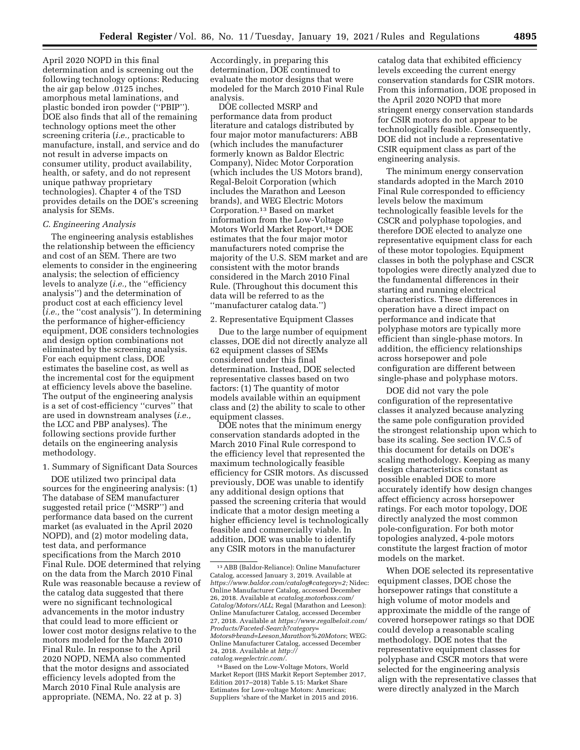April 2020 NOPD in this final determination and is screening out the following technology options: Reducing the air gap below .0125 inches, amorphous metal laminations, and plastic bonded iron powder (''PBIP''). DOE also finds that all of the remaining technology options meet the other screening criteria (*i.e.,* practicable to manufacture, install, and service and do not result in adverse impacts on consumer utility, product availability, health, or safety, and do not represent unique pathway proprietary technologies). Chapter 4 of the TSD provides details on the DOE's screening analysis for SEMs.

### *C. Engineering Analysis*

The engineering analysis establishes the relationship between the efficiency and cost of an SEM. There are two elements to consider in the engineering analysis; the selection of efficiency levels to analyze (*i.e.,* the ''efficiency analysis'') and the determination of product cost at each efficiency level (*i.e.,* the ''cost analysis''). In determining the performance of higher-efficiency equipment, DOE considers technologies and design option combinations not eliminated by the screening analysis. For each equipment class, DOE estimates the baseline cost, as well as the incremental cost for the equipment at efficiency levels above the baseline. The output of the engineering analysis is a set of cost-efficiency ''curves'' that are used in downstream analyses (*i.e.,* the LCC and PBP analyses). The following sections provide further details on the engineering analysis methodology.

#### 1. Summary of Significant Data Sources

DOE utilized two principal data sources for the engineering analysis: (1) The database of SEM manufacturer suggested retail price (''MSRP'') and performance data based on the current market (as evaluated in the April 2020 NOPD), and (2) motor modeling data, test data, and performance specifications from the March 2010 Final Rule. DOE determined that relying on the data from the March 2010 Final Rule was reasonable because a review of the catalog data suggested that there were no significant technological advancements in the motor industry that could lead to more efficient or lower cost motor designs relative to the motors modeled for the March 2010 Final Rule. In response to the April 2020 NOPD, NEMA also commented that the motor designs and associated efficiency levels adopted from the March 2010 Final Rule analysis are appropriate. (NEMA, No. 22 at p. 3)

Accordingly, in preparing this determination, DOE continued to evaluate the motor designs that were modeled for the March 2010 Final Rule analysis.

DOE collected MSRP and performance data from product literature and catalogs distributed by four major motor manufacturers: ABB (which includes the manufacturer formerly known as Baldor Electric Company), Nidec Motor Corporation (which includes the US Motors brand), Regal-Beloit Corporation (which includes the Marathon and Leeson brands), and WEG Electric Motors Corporation.[13] Based on market information from the Low-Voltage Motors World Market Report,[14] DOE estimates that the four major motor manufacturers noted comprise the majority of the U.S. SEM market and are consistent with the motor brands considered in the March 2010 Final Rule. (Throughout this document this data will be referred to as the ''manufacturer catalog data.'')

#### 2. Representative Equipment Classes

Due to the large number of equipment classes, DOE did not directly analyze all 62 equipment classes of SEMs considered under this final determination. Instead, DOE selected representative classes based on two factors: (1) The quantity of motor models available within an equipment class and (2) the ability to scale to other equipment classes.

DOE notes that the minimum energy conservation standards adopted in the March 2010 Final Rule correspond to the efficiency level that represented the maximum technologically feasible efficiency for CSIR motors. As discussed previously, DOE was unable to identify any additional design options that passed the screening criteria that would indicate that a motor design meeting a higher efficiency level is technologically feasible and commercially viable. In addition, DOE was unable to identify any CSIR motors in the manufacturer catalog data that exhibited efficiency levels exceeding the current energy conservation standards for CSIR motors. From this information, DOE proposed in the April 2020 NOPD that more stringent energy conservation standards for CSIR motors do not appear to be technologically feasible. Consequently, DOE did not include a representative CSIR equipment class as part of the engineering analysis.

The minimum energy conservation standards adopted in the March 2010 Final Rule corresponded to efficiency levels below the maximum technologically feasible levels for the CSCR and polyphase topologies, and therefore DOE elected to analyze one representative equipment class for each of these motor topologies. Equipment classes in both the polyphase and CSCR topologies were directly analyzed due to the fundamental differences in their starting and running electrical characteristics. These differences in operation have a direct impact on performance and indicate that polyphase motors are typically more efficient than single-phase motors. In addition, the efficiency relationships across horsepower and pole configuration are different between single-phase and polyphase motors.

DOE did not vary the pole configuration of the representative classes it analyzed because analyzing the same pole configuration provided the strongest relationship upon which to base its scaling. See section IV.C.5 of this document for details on DOE's scaling methodology. Keeping as many design characteristics constant as possible enabled DOE to more accurately identify how design changes affect efficiency across horsepower ratings. For each motor topology, DOE directly analyzed the most common pole-configuration. For both motor topologies analyzed, 4-pole motors constitute the largest fraction of motor models on the market.

When DOE selected its representative equipment classes, DOE chose the horsepower ratings that constitute a high volume of motor models and approximate the middle of the range of covered horsepower ratings so that DOE could develop a reasonable scaling methodology. DOE notes that the representative equipment classes for polyphase and CSCR motors that were selected for the engineering analysis align with the representative classes that were directly analyzed in the March

---

[13] ABB (Baldor-Reliance): Online Manufacturer Catalog, accessed January 3, 2019. Available at *https://www.baldor.com/catalog#category=2;* Nidec: Online Manufacturer Catalog, accessed December 26, 2018. Available at *ecatalog.motorboss.com/Catalog/Motors/ALL*; Regal (Marathon and Leeson): Online Manufacturer Catalog, accessed December 27, 2018. Available at *https://www.regalbeloit.com/Products/Faceted-Search?category=Motors&brand=Leeson,Marathon%20Motors*; WEG: Online Manufacturer Catalog, accessed December 24, 2018. Available at *http://catalog.wegelectric.com/*.

[14] Based on the Low-Voltage Motors, World Market Report (IHS Markit Report September 2017, Edition 2017–2018) Table 5.15: Market Share Estimates for Low-voltage Motors: Americas; Suppliers 'share of the Market in 2015 and 2016.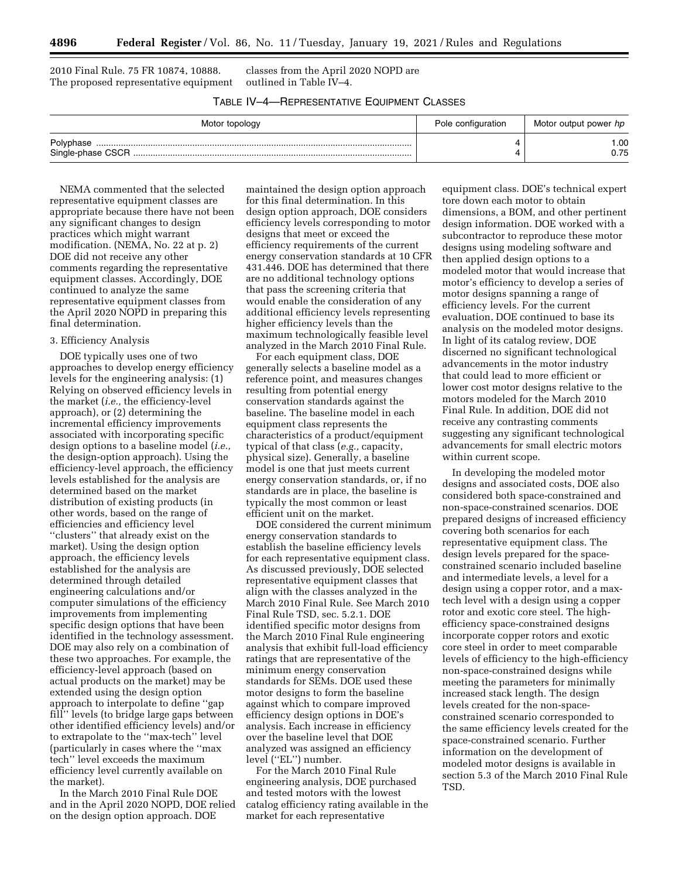2010 Final Rule. 75 FR 10874, 10888. The proposed representative equipment classes from the April 2020 NOPD are outlined in Table IV–4.

TABLE IV–4—REPRESENTATIVE EQUIPMENT CLASSES

| Motor topology | Pole configuration | Motor output power *hp* |
|---|---|---|
| Polyphase | 4 | 1.00 |
| Single-phase CSCR | 4 | 0.75 |

NEMA commented that the selected representative equipment classes are appropriate because there have not been any significant changes to design practices which might warrant modification. (NEMA, No. 22 at p. 2) DOE did not receive any other comments regarding the representative equipment classes. Accordingly, DOE continued to analyze the same representative equipment classes from the April 2020 NOPD in preparing this final determination.

3. Efficiency Analysis

DOE typically uses one of two approaches to develop energy efficiency levels for the engineering analysis: (1) Relying on observed efficiency levels in the market (*i.e.,* the efficiency-level approach), or (2) determining the incremental efficiency improvements associated with incorporating specific design options to a baseline model (*i.e.,* the design-option approach). Using the efficiency-level approach, the efficiency levels established for the analysis are determined based on the market distribution of existing products (in other words, based on the range of efficiencies and efficiency level ''clusters'' that already exist on the market). Using the design option approach, the efficiency levels established for the analysis are determined through detailed engineering calculations and/or computer simulations of the efficiency improvements from implementing specific design options that have been identified in the technology assessment. DOE may also rely on a combination of these two approaches. For example, the efficiency-level approach (based on actual products on the market) may be extended using the design option approach to interpolate to define ''gap fill'' levels (to bridge large gaps between other identified efficiency levels) and/or to extrapolate to the ''max-tech'' level (particularly in cases where the ''max tech'' level exceeds the maximum efficiency level currently available on the market).

In the March 2010 Final Rule DOE and in the April 2020 NOPD, DOE relied on the design option approach. DOE maintained the design option approach for this final determination. In this design option approach, DOE considers efficiency levels corresponding to motor designs that meet or exceed the efficiency requirements of the current energy conservation standards at 10 CFR 431.446. DOE has determined that there are no additional technology options that pass the screening criteria that would enable the consideration of any additional efficiency levels representing higher efficiency levels than the maximum technologically feasible level analyzed in the March 2010 Final Rule.

For each equipment class, DOE generally selects a baseline model as a reference point, and measures changes resulting from potential energy conservation standards against the baseline. The baseline model in each equipment class represents the characteristics of a product/equipment typical of that class (*e.g.,* capacity, physical size). Generally, a baseline model is one that just meets current energy conservation standards, or, if no standards are in place, the baseline is typically the most common or least efficient unit on the market.

DOE considered the current minimum energy conservation standards to establish the baseline efficiency levels for each representative equipment class. As discussed previously, DOE selected representative equipment classes that align with the classes analyzed in the March 2010 Final Rule. See March 2010 Final Rule TSD, sec. 5.2.1. DOE identified specific motor designs from the March 2010 Final Rule engineering analysis that exhibit full-load efficiency ratings that are representative of the minimum energy conservation standards for SEMs. DOE used these motor designs to form the baseline against which to compare improved efficiency design options in DOE's analysis. Each increase in efficiency over the baseline level that DOE analyzed was assigned an efficiency level (''EL'') number.

For the March 2010 Final Rule engineering analysis, DOE purchased and tested motors with the lowest catalog efficiency rating available in the market for each representative equipment class. DOE's technical expert tore down each motor to obtain dimensions, a BOM, and other pertinent design information. DOE worked with a subcontractor to reproduce these motor designs using modeling software and then applied design options to a modeled motor that would increase that motor's efficiency to develop a series of motor designs spanning a range of efficiency levels. For the current evaluation, DOE continued to base its analysis on the modeled motor designs. In light of its catalog review, DOE discerned no significant technological advancements in the motor industry that could lead to more efficient or lower cost motor designs relative to the motors modeled for the March 2010 Final Rule. In addition, DOE did not receive any contrasting comments suggesting any significant technological advancements for small electric motors within current scope.

In developing the modeled motor designs and associated costs, DOE also considered both space-constrained and non-space-constrained scenarios. DOE prepared designs of increased efficiency covering both scenarios for each representative equipment class. The design levels prepared for the space-constrained scenario included baseline and intermediate levels, a level for a design using a copper rotor, and a max-tech level with a design using a copper rotor and exotic core steel. The high-efficiency space-constrained designs incorporate copper rotors and exotic core steel in order to meet comparable levels of efficiency to the high-efficiency non-space-constrained designs while meeting the parameters for minimally increased stack length. The design levels created for the non-space-constrained scenario corresponded to the same efficiency levels created for the space-constrained scenario. Further information on the development of modeled motor designs is available in section 5.3 of the March 2010 Final Rule TSD.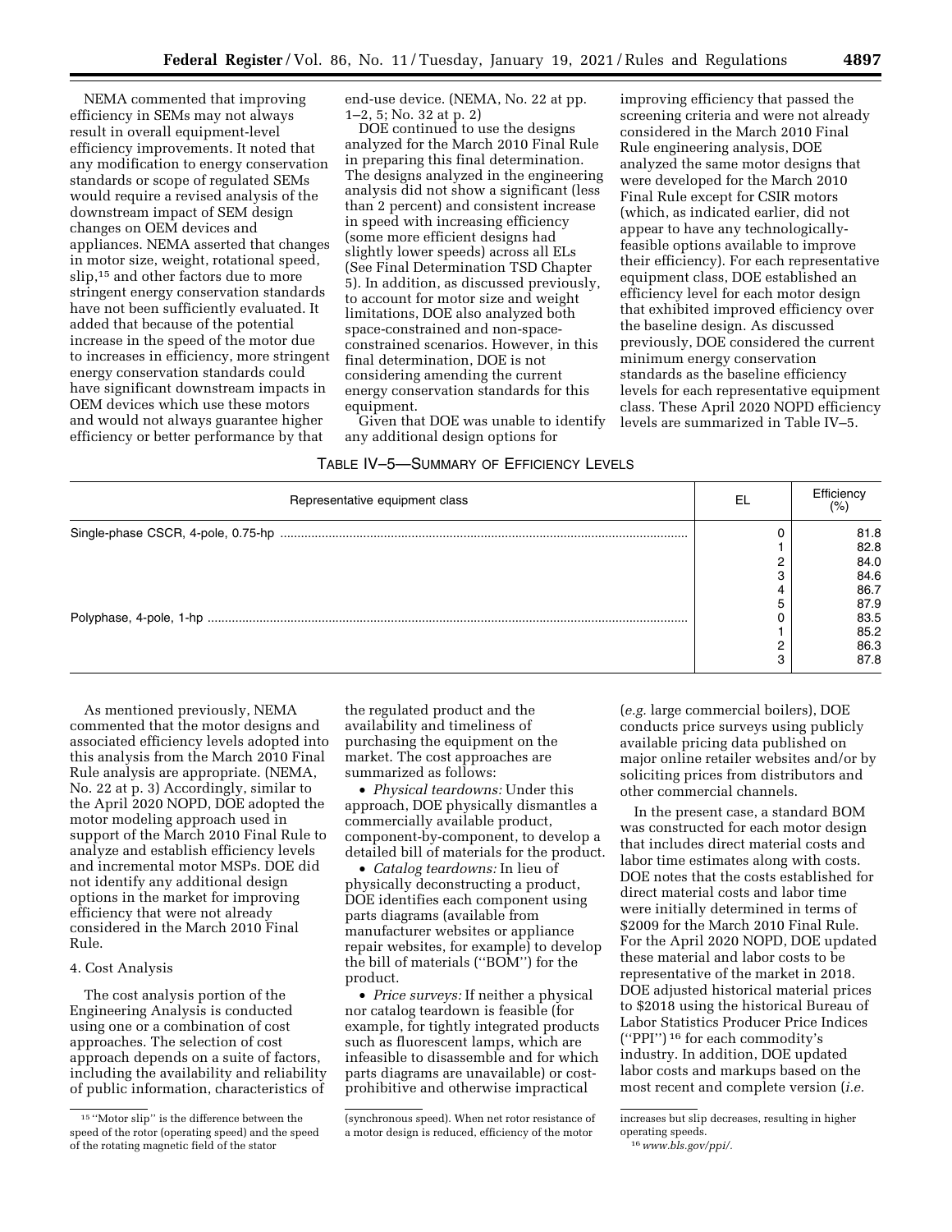NEMA commented that improving efficiency in SEMs may not always result in overall equipment-level efficiency improvements. It noted that any modification to energy conservation standards or scope of regulated SEMs would require a revised analysis of the downstream impact of SEM design changes on OEM devices and appliances. NEMA asserted that changes in motor size, weight, rotational speed, slip,[15] and other factors due to more stringent energy conservation standards have not been sufficiently evaluated. It added that because of the potential increase in the speed of the motor due to increases in efficiency, more stringent energy conservation standards could have significant downstream impacts in OEM devices which use these motors and would not always guarantee higher efficiency or better performance by that end-use device. (NEMA, No. 22 at pp. 1–2, 5; No. 32 at p. 2)

DOE continued to use the designs analyzed for the March 2010 Final Rule in preparing this final determination. The designs analyzed in the engineering analysis did not show a significant (less than 2 percent) and consistent increase in speed with increasing efficiency (some more efficient designs had slightly lower speeds) across all ELs (See Final Determination TSD Chapter 5). In addition, as discussed previously, to account for motor size and weight limitations, DOE also analyzed both space-constrained and non-space-constrained scenarios. However, in this final determination, DOE is not considering amending the current energy conservation standards for this equipment.

Given that DOE was unable to identify any additional design options for improving efficiency that passed the screening criteria and were not already considered in the March 2010 Final Rule engineering analysis, DOE analyzed the same motor designs that were developed for the March 2010 Final Rule except for CSIR motors (which, as indicated earlier, did not appear to have any technologically-feasible options available to improve their efficiency). For each representative equipment class, DOE established an efficiency level for each motor design that exhibited improved efficiency over the baseline design. As discussed previously, DOE considered the current minimum energy conservation standards as the baseline efficiency levels for each representative equipment class. These April 2020 NOPD efficiency levels are summarized in Table IV–5.

TABLE IV–5—SUMMARY OF EFFICIENCY LEVELS

| Representative equipment class | EL | Efficiency (%) |
|---|---|---|
| Single-phase CSCR, 4-pole, 0.75-hp | 0 | 81.8 |
| | 1 | 82.8 |
| | 2 | 84.0 |
| | 3 | 84.6 |
| | 4 | 86.7 |
| | 5 | 87.9 |
| Polyphase, 4-pole, 1-hp | 0 | 83.5 |
| | 1 | 85.2 |
| | 2 | 86.3 |
| | 3 | 87.8 |

As mentioned previously, NEMA commented that the motor designs and associated efficiency levels adopted into this analysis from the March 2010 Final Rule analysis are appropriate. (NEMA, No. 22 at p. 3) Accordingly, similar to the April 2020 NOPD, DOE adopted the motor modeling approach used in support of the March 2010 Final Rule to analyze and establish efficiency levels and incremental motor MSPs. DOE did not identify any additional design options in the market for improving efficiency that were not already considered in the March 2010 Final Rule.

4. Cost Analysis

The cost analysis portion of the Engineering Analysis is conducted using one or a combination of cost approaches. The selection of cost approach depends on a suite of factors, including the availability and reliability of public information, characteristics of the regulated product and the availability and timeliness of purchasing the equipment on the market. The cost approaches are summarized as follows:

- *Physical teardowns:* Under this approach, DOE physically dismantles a commercially available product, component-by-component, to develop a detailed bill of materials for the product.
- *Catalog teardowns:* In lieu of physically deconstructing a product, DOE identifies each component using parts diagrams (available from manufacturer websites or appliance repair websites, for example) to develop the bill of materials (''BOM'') for the product.
- *Price surveys:* If neither a physical nor catalog teardown is feasible (for example, for tightly integrated products such as fluorescent lamps, which are infeasible to disassemble and for which parts diagrams are unavailable) or cost-prohibitive and otherwise impractical (*e.g.* large commercial boilers), DOE conducts price surveys using publicly available pricing data published on major online retailer websites and/or by soliciting prices from distributors and other commercial channels.

In the present case, a standard BOM was constructed for each motor design that includes direct material costs and labor time estimates along with costs. DOE notes that the costs established for direct material costs and labor time were initially determined in terms of $2009 for the March 2010 Final Rule. For the April 2020 NOPD, DOE updated these material and labor costs to be representative of the market in 2018. DOE adjusted historical material prices to $2018 using the historical Bureau of Labor Statistics Producer Price Indices (''PPI'')[16] for each commodity's industry. In addition, DOE updated labor costs and markups based on the most recent and complete version (*i.e.*

[15] ''Motor slip'' is the difference between the speed of the rotor (operating speed) and the speed of the rotating magnetic field of the stator (synchronous speed). When net rotor resistance of a motor design is reduced, efficiency of the motor increases but slip decreases, resulting in higher operating speeds.

[16] *www.bls.gov/ppi/.*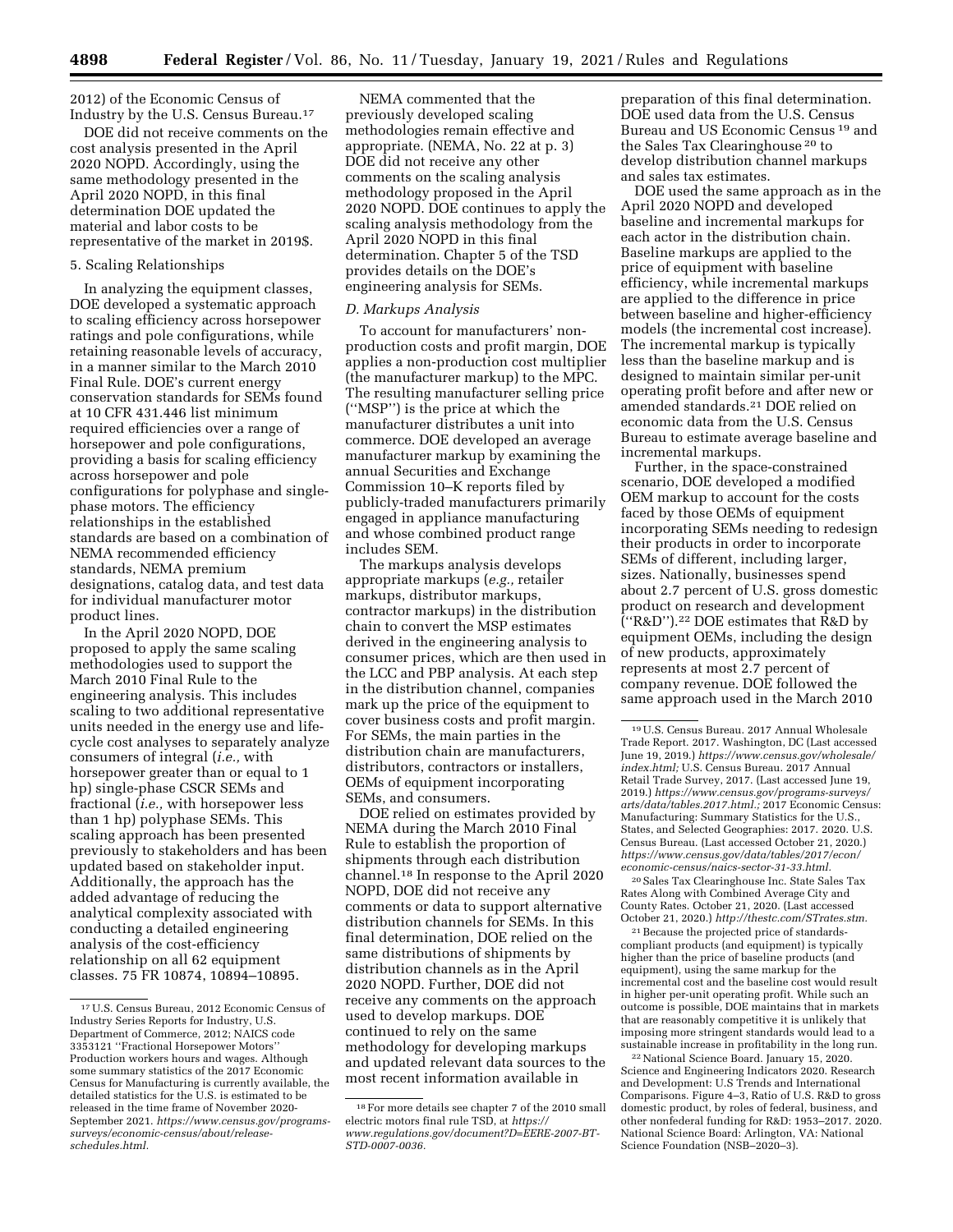2012) of the Economic Census of Industry by the U.S. Census Bureau.[17]

DOE did not receive comments on the cost analysis presented in the April 2020 NOPD. Accordingly, using the same methodology presented in the April 2020 NOPD, in this final determination DOE updated the material and labor costs to be representative of the market in 2019$.

5. Scaling Relationships

In analyzing the equipment classes, DOE developed a systematic approach to scaling efficiency across horsepower ratings and pole configurations, while retaining reasonable levels of accuracy, in a manner similar to the March 2010 Final Rule. DOE's current energy conservation standards for SEMs found at 10 CFR 431.446 list minimum required efficiencies over a range of horsepower and pole configurations, providing a basis for scaling efficiency across horsepower and pole configurations for polyphase and single-phase motors. The efficiency relationships in the established standards are based on a combination of NEMA recommended efficiency standards, NEMA premium designations, catalog data, and test data for individual manufacturer motor product lines.

In the April 2020 NOPD, DOE proposed to apply the same scaling methodologies used to support the March 2010 Final Rule to the engineering analysis. This includes scaling to two additional representative units needed in the energy use and life-cycle cost analyses to separately analyze consumers of integral (*i.e.,* with horsepower greater than or equal to 1 hp) single-phase CSCR SEMs and fractional (*i.e.,* with horsepower less than 1 hp) polyphase SEMs. This scaling approach has been presented previously to stakeholders and has been updated based on stakeholder input. Additionally, the approach has the added advantage of reducing the analytical complexity associated with conducting a detailed engineering analysis of the cost-efficiency relationship on all 62 equipment classes. 75 FR 10874, 10894–10895.

NEMA commented that the previously developed scaling methodologies remain effective and appropriate. (NEMA, No. 22 at p. 3) DOE did not receive any other comments on the scaling analysis methodology proposed in the April 2020 NOPD. DOE continues to apply the scaling analysis methodology from the April 2020 NOPD in this final determination. Chapter 5 of the TSD provides details on the DOE's engineering analysis for SEMs.

*D. Markups Analysis*

To account for manufacturers' non-production costs and profit margin, DOE applies a non-production cost multiplier (the manufacturer markup) to the MPC. The resulting manufacturer selling price (''MSP'') is the price at which the manufacturer distributes a unit into commerce. DOE developed an average manufacturer markup by examining the annual Securities and Exchange Commission 10–K reports filed by publicly-traded manufacturers primarily engaged in appliance manufacturing and whose combined product range includes SEM.

The markups analysis develops appropriate markups (*e.g.,* retailer markups, distributor markups, contractor markups) in the distribution chain to convert the MSP estimates derived in the engineering analysis to consumer prices, which are then used in the LCC and PBP analysis. At each step in the distribution channel, companies mark up the price of the equipment to cover business costs and profit margin. For SEMs, the main parties in the distribution chain are manufacturers, distributors, contractors or installers, OEMs of equipment incorporating SEMs, and consumers.

DOE relied on estimates provided by NEMA during the March 2010 Final Rule to establish the proportion of shipments through each distribution channel.[18] In response to the April 2020 NOPD, DOE did not receive any comments or data to support alternative distribution channels for SEMs. In this final determination, DOE relied on the same distributions of shipments by distribution channels as in the April 2020 NOPD. Further, DOE did not receive any comments on the approach used to develop markups. DOE continued to rely on the same methodology for developing markups and updated relevant data sources to the most recent information available in preparation of this final determination. DOE used data from the U.S. Census Bureau and US Economic Census [19] and the Sales Tax Clearinghouse [20] to develop distribution channel markups and sales tax estimates.

DOE used the same approach as in the April 2020 NOPD and developed baseline and incremental markups for each actor in the distribution chain. Baseline markups are applied to the price of equipment with baseline efficiency, while incremental markups are applied to the difference in price between baseline and higher-efficiency models (the incremental cost increase). The incremental markup is typically less than the baseline markup and is designed to maintain similar per-unit operating profit before and after new or amended standards.[21] DOE relied on economic data from the U.S. Census Bureau to estimate average baseline and incremental markups.

Further, in the space-constrained scenario, DOE developed a modified OEM markup to account for the costs faced by those OEMs of equipment incorporating SEMs needing to redesign their products in order to incorporate SEMs of different, including larger, sizes. Nationally, businesses spend about 2.7 percent of U.S. gross domestic product on research and development (''R&D'').[22] DOE estimates that R&D by equipment OEMs, including the design of new products, approximately represents at most 2.7 percent of company revenue. DOE followed the same approach used in the March 2010

---

[17] U.S. Census Bureau, 2012 Economic Census of Industry Series Reports for Industry, U.S. Department of Commerce, 2012; NAICS code 3353121 ''Fractional Horsepower Motors'' Production workers hours and wages. Although some summary statistics of the 2017 Economic Census for Manufacturing is currently available, the detailed statistics for the U.S. is estimated to be released in the time frame of November 2020-September 2021. *https://www.census.gov/programs-surveys/economic-census/about/release-schedules.html.*

[18] For more details see chapter 7 of the 2010 small electric motors final rule TSD, at *https://www.regulations.gov/document?D=EERE-2007-BT-STD-0007-0036.*

[19] U.S. Census Bureau. 2017 Annual Wholesale Trade Report. 2017. Washington, DC (Last accessed June 19, 2019.) *https://www.census.gov/wholesale/index.html;* U.S. Census Bureau. 2017 Annual Retail Trade Survey, 2017. (Last accessed June 19, 2019.) *https://www.census.gov/programs-surveys/arts/data/tables.2017.html.;* 2017 Economic Census: Manufacturing: Summary Statistics for the U.S., States, and Selected Geographies: 2017. 2020. U.S. Census Bureau. (Last accessed October 21, 2020.) *https://www.census.gov/data/tables/2017/econ/economic-census/naics-sector-31-33.html.*

[20] Sales Tax Clearinghouse Inc. State Sales Tax Rates Along with Combined Average City and County Rates. October 21, 2020. (Last accessed October 21, 2020.) *http://thestc.com/STrates.stm.*

[21] Because the projected price of standards-compliant products (and equipment) is typically higher than the price of baseline products (and equipment), using the same markup for the incremental cost and the baseline cost would result in higher per-unit operating profit. While such an outcome is possible, DOE maintains that in markets that are reasonably competitive it is unlikely that imposing more stringent standards would lead to a sustainable increase in profitability in the long run.

[22] National Science Board. January 15, 2020. Science and Engineering Indicators 2020. Research and Development: U.S Trends and International Comparisons. Figure 4–3, Ratio of U.S. R&D to gross domestic product, by roles of federal, business, and other nonfederal funding for R&D: 1953–2017. 2020. National Science Board: Arlington, VA: National Science Foundation (NSB–2020–3).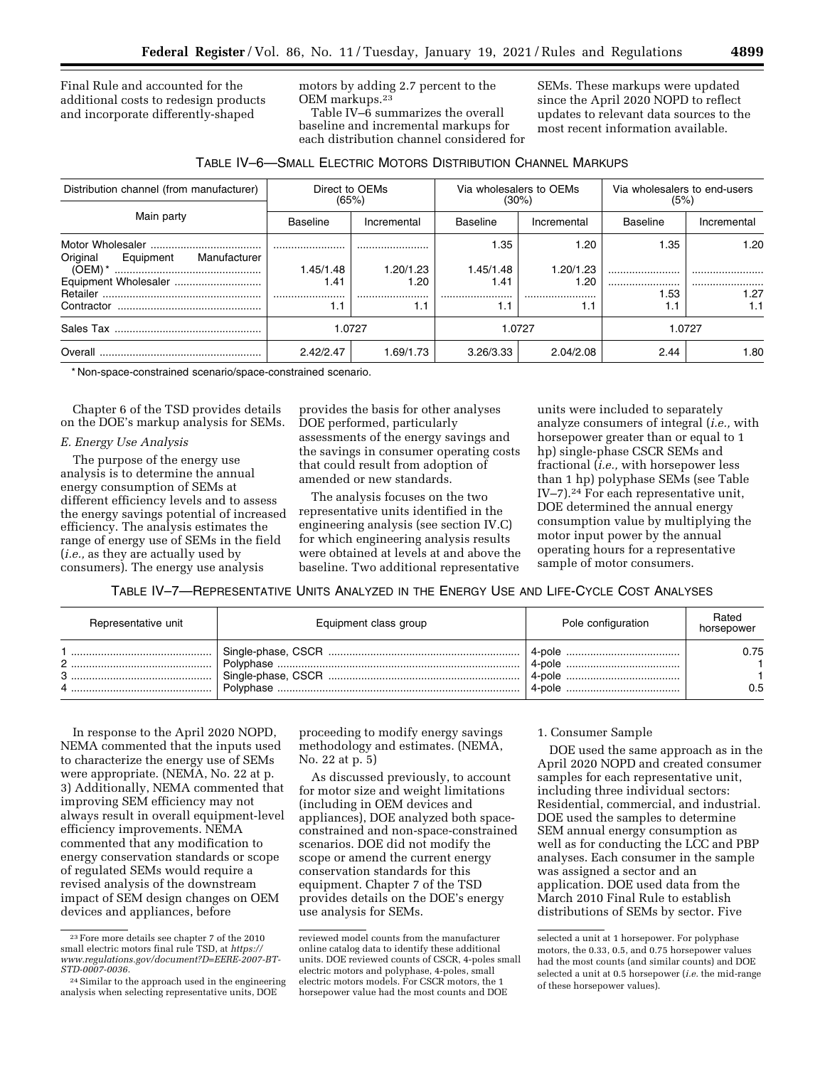Final Rule and accounted for the additional costs to redesign products and incorporate differently-shaped motors by adding 2.7 percent to the OEM markups.[23]

Table IV–6 summarizes the overall baseline and incremental markups for each distribution channel considered for SEMs. These markups were updated since the April 2020 NOPD to reflect updates to relevant data sources to the most recent information available.

TABLE IV–6—SMALL ELECTRIC MOTORS DISTRIBUTION CHANNEL MARKUPS

| Distribution channel (from manufacturer) | Direct to OEMs (65%) | | Via wholesalers to OEMs (30%) | | Via wholesalers to end-users (5%) | |
|---|---|---|---|---|---|---|
| Main party | Baseline | Incremental | Baseline | Incremental | Baseline | Incremental |
| Motor Wholesaler | | | 1.35 | 1.20 | 1.35 | 1.20 |
| Original Equipment Manufacturer (OEM)* | 1.45/1.48 | 1.20/1.23 | 1.45/1.48 | 1.20/1.23 | | |
| Equipment Wholesaler | 1.41 | 1.20 | 1.41 | 1.20 | | |
| Retailer | | | | | 1.53 | 1.27 |
| Contractor | 1.1 | 1.1 | 1.1 | 1.1 | 1.1 | 1.1 |
| Sales Tax | 1.0727 | | 1.0727 | | 1.0727 | |
| Overall | 2.42/2.47 | 1.69/1.73 | 3.26/3.33 | 2.04/2.08 | 2.44 | 1.80 |

\* Non-space-constrained scenario/space-constrained scenario.

Chapter 6 of the TSD provides details on the DOE's markup analysis for SEMs.

### *E. Energy Use Analysis*

The purpose of the energy use analysis is to determine the annual energy consumption of SEMs at different efficiency levels and to assess the energy savings potential of increased efficiency. The analysis estimates the range of energy use of SEMs in the field (*i.e.,* as they are actually used by consumers). The energy use analysis provides the basis for other analyses DOE performed, particularly assessments of the energy savings and the savings in consumer operating costs that could result from adoption of amended or new standards.

The analysis focuses on the two representative units identified in the engineering analysis (see section IV.C) for which engineering analysis results were obtained at levels at and above the baseline. Two additional representative units were included to separately analyze consumers of integral (*i.e.,* with horsepower greater than or equal to 1 hp) single-phase CSCR SEMs and fractional (*i.e.,* with horsepower less than 1 hp) polyphase SEMs (see Table IV–7).[24] For each representative unit, DOE determined the annual energy consumption value by multiplying the motor input power by the annual operating hours for a representative sample of motor consumers.

TABLE IV–7—REPRESENTATIVE UNITS ANALYZED IN THE ENERGY USE AND LIFE-CYCLE COST ANALYSES

| Representative unit | Equipment class group | Pole configuration | Rated horsepower |
|---|---|---|---|
| 1 | Single-phase, CSCR | 4-pole | 0.75 |
| 2 | Polyphase | 4-pole | 1 |
| 3 | Single-phase, CSCR | 4-pole | 1 |
| 4 | Polyphase | 4-pole | 0.5 |

In response to the April 2020 NOPD, NEMA commented that the inputs used to characterize the energy use of SEMs were appropriate. (NEMA, No. 22 at p. 3) Additionally, NEMA commented that improving SEM efficiency may not always result in overall equipment-level efficiency improvements. NEMA commented that any modification to energy conservation standards or scope of regulated SEMs would require a revised analysis of the downstream impact of SEM design changes on OEM devices and appliances, before proceeding to modify energy savings methodology and estimates. (NEMA, No. 22 at p. 5)

As discussed previously, to account for motor size and weight limitations (including in OEM devices and appliances), DOE analyzed both space-constrained and non-space-constrained scenarios. DOE did not modify the scope or amend the current energy conservation standards for this equipment. Chapter 7 of the TSD provides details on the DOE's energy use analysis for SEMs.

#### 1. Consumer Sample

DOE used the same approach as in the April 2020 NOPD and created consumer samples for each representative unit, including three individual sectors: Residential, commercial, and industrial. DOE used the samples to determine SEM annual energy consumption as well as for conducting the LCC and PBP analyses. Each consumer in the sample was assigned a sector and an application. DOE used data from the March 2010 Final Rule to establish distributions of SEMs by sector. Five

[23] Fore more details see chapter 7 of the 2010 small electric motors final rule TSD, at *https://www.regulations.gov/document?D=EERE-2007-BT-STD-0007-0036.*

[24] Similar to the approach used in the engineering analysis when selecting representative units, DOE reviewed model counts from the manufacturer online catalog data to identify these additional units. DOE reviewed counts of CSCR, 4-poles small electric motors and polyphase, 4-poles, small electric motors models. For CSCR motors, the 1 horsepower value had the most counts and DOE selected a unit at 1 horsepower. For polyphase motors, the 0.33, 0.5, and 0.75 horsepower values had the most counts (and similar counts) and DOE selected a unit at 0.5 horsepower (*i.e.* the mid-range of these horsepower values).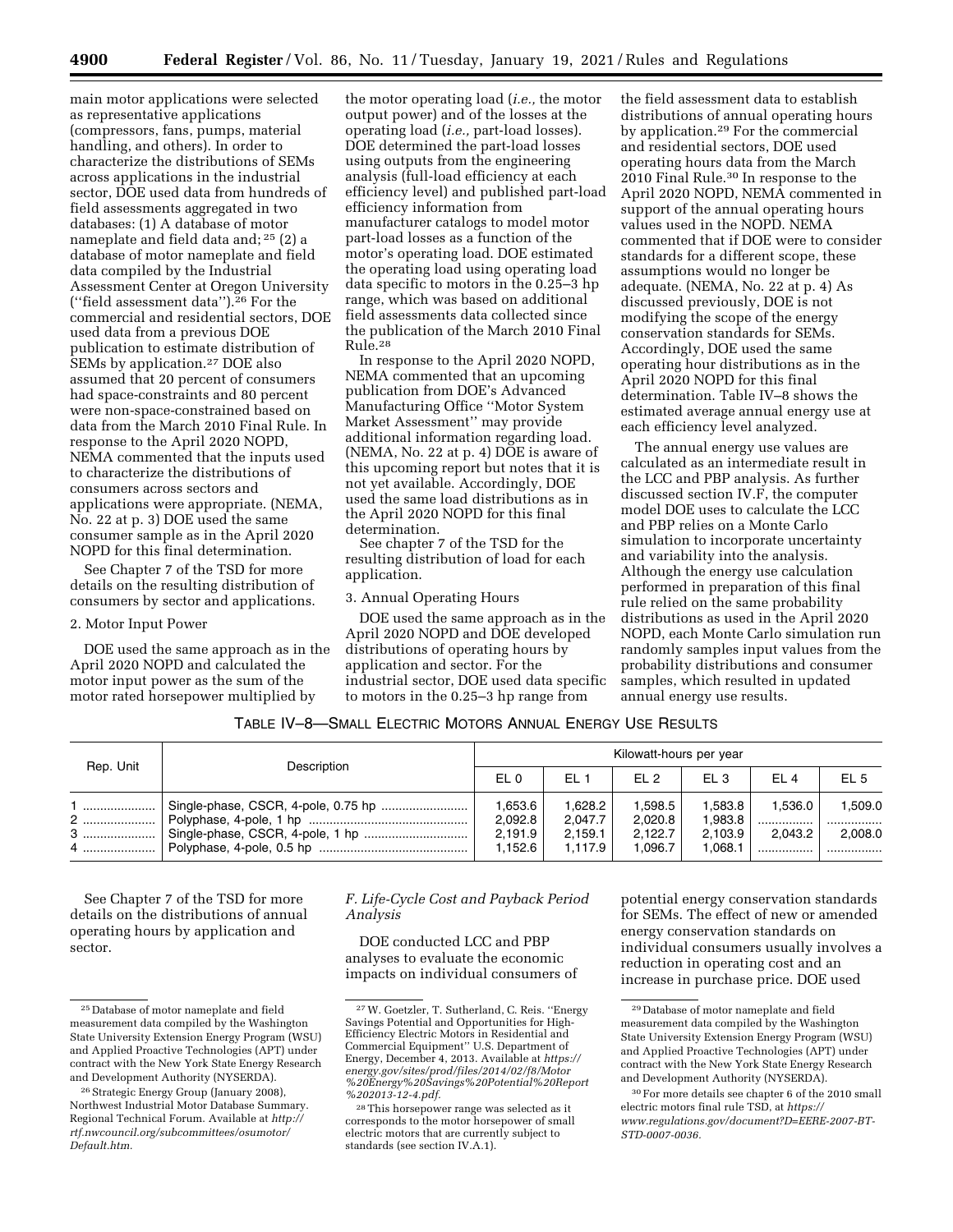main motor applications were selected as representative applications (compressors, fans, pumps, material handling, and others). In order to characterize the distributions of SEMs across applications in the industrial sector, DOE used data from hundreds of field assessments aggregated in two databases: (1) A database of motor nameplate and field data and;[25] (2) a database of motor nameplate and field data compiled by the Industrial Assessment Center at Oregon University (''field assessment data'').[26] For the commercial and residential sectors, DOE used data from a previous DOE publication to estimate distribution of SEMs by application.[27] DOE also assumed that 20 percent of consumers had space-constraints and 80 percent were non-space-constrained based on data from the March 2010 Final Rule. In response to the April 2020 NOPD, NEMA commented that the inputs used to characterize the distributions of consumers across sectors and applications were appropriate. (NEMA, No. 22 at p. 3) DOE used the same consumer sample as in the April 2020 NOPD for this final determination.

See Chapter 7 of the TSD for more details on the resulting distribution of consumers by sector and applications.

2. Motor Input Power

DOE used the same approach as in the April 2020 NOPD and calculated the motor input power as the sum of the motor rated horsepower multiplied by the motor operating load (*i.e.,* the motor output power) and of the losses at the operating load (*i.e.,* part-load losses). DOE determined the part-load losses using outputs from the engineering analysis (full-load efficiency at each efficiency level) and published part-load efficiency information from manufacturer catalogs to model motor part-load losses as a function of the motor's operating load. DOE estimated the operating load using operating load data specific to motors in the 0.25–3 hp range, which was based on additional field assessments data collected since the publication of the March 2010 Final Rule.[28]

In response to the April 2020 NOPD, NEMA commented that an upcoming publication from DOE's Advanced Manufacturing Office ''Motor System Market Assessment'' may provide additional information regarding load. (NEMA, No. 22 at p. 4) DOE is aware of this upcoming report but notes that it is not yet available. Accordingly, DOE used the same load distributions as in the April 2020 NOPD for this final determination.

See chapter 7 of the TSD for the resulting distribution of load for each application.

3. Annual Operating Hours

DOE used the same approach as in the April 2020 NOPD and DOE developed distributions of operating hours by application and sector. For the industrial sector, DOE used data specific to motors in the 0.25–3 hp range from the field assessment data to establish distributions of annual operating hours by application.[29] For the commercial and residential sectors, DOE used operating hours data from the March 2010 Final Rule.[30] In response to the April 2020 NOPD, NEMA commented in support of the annual operating hours values used in the NOPD. NEMA commented that if DOE were to consider standards for a different scope, these assumptions would no longer be adequate. (NEMA, No. 22 at p. 4) As discussed previously, DOE is not modifying the scope of the energy conservation standards for SEMs. Accordingly, DOE used the same operating hour distributions as in the April 2020 NOPD for this final determination. Table IV–8 shows the estimated average annual energy use at each efficiency level analyzed.

The annual energy use values are calculated as an intermediate result in the LCC and PBP analysis. As further discussed section IV.F, the computer model DOE uses to calculate the LCC and PBP relies on a Monte Carlo simulation to incorporate uncertainty and variability into the analysis. Although the energy use calculation performed in preparation of this final rule relied on the same probability distributions as used in the April 2020 NOPD, each Monte Carlo simulation run randomly samples input values from the probability distributions and consumer samples, which resulted in updated annual energy use results.

TABLE IV–8—SMALL ELECTRIC MOTORS ANNUAL ENERGY USE RESULTS

| Rep. Unit | Description | Kilowatt-hours per year | | | | | |
|---|---|---|---|---|---|---|---|
| | | EL 0 | EL 1 | EL 2 | EL 3 | EL 4 | EL 5 |
| 1 | Single-phase, CSCR, 4-pole, 0.75 hp | 1,653.6 | 1,628.2 | 1,598.5 | 1,583.8 | 1,536.0 | 1,509.0 |
| 2 | Polyphase, 4-pole, 1 hp | 2,092.8 | 2,047.7 | 2,020.8 | 1,983.8 | | |
| 3 | Single-phase, CSCR, 4-pole, 1 hp | 2,191.9 | 2,159.1 | 2,122.7 | 2,103.9 | 2,043.2 | 2,008.0 |
| 4 | Polyphase, 4-pole, 0.5 hp | 1,152.6 | 1,117.9 | 1,096.7 | 1,068.1 | | |

See Chapter 7 of the TSD for more details on the distributions of annual operating hours by application and sector.

## *F. Life-Cycle Cost and Payback Period Analysis*

DOE conducted LCC and PBP analyses to evaluate the economic impacts on individual consumers of potential energy conservation standards for SEMs. The effect of new or amended energy conservation standards on individual consumers usually involves a reduction in operating cost and an increase in purchase price. DOE used

---

[25] Database of motor nameplate and field measurement data compiled by the Washington State University Extension Energy Program (WSU) and Applied Proactive Technologies (APT) under contract with the New York State Energy Research and Development Authority (NYSERDA).

[26] Strategic Energy Group (January 2008), Northwest Industrial Motor Database Summary. Regional Technical Forum. Available at *http://rtf.nwcouncil.org/subcommittees/osumotor/Default.htm.*

[27] W. Goetzler, T. Sutherland, C. Reis. ''Energy Savings Potential and Opportunities for High-Efficiency Electric Motors in Residential and Commercial Equipment'' U.S. Department of Energy, December 4, 2013. Available at *https://energy.gov/sites/prod/files/2014/02/f8/Motor%20Energy%20Savings%20Potential%20Report%202013-12-4.pdf.*

[28] This horsepower range was selected as it corresponds to the motor horsepower of small electric motors that are currently subject to standards (see section IV.A.1).

[29] Database of motor nameplate and field measurement data compiled by the Washington State University Extension Energy Program (WSU) and Applied Proactive Technologies (APT) under contract with the New York State Energy Research and Development Authority (NYSERDA).

[30] For more details see chapter 6 of the 2010 small electric motors final rule TSD, at *https://www.regulations.gov/document?D=EERE-2007-BT-STD-0007-0036.*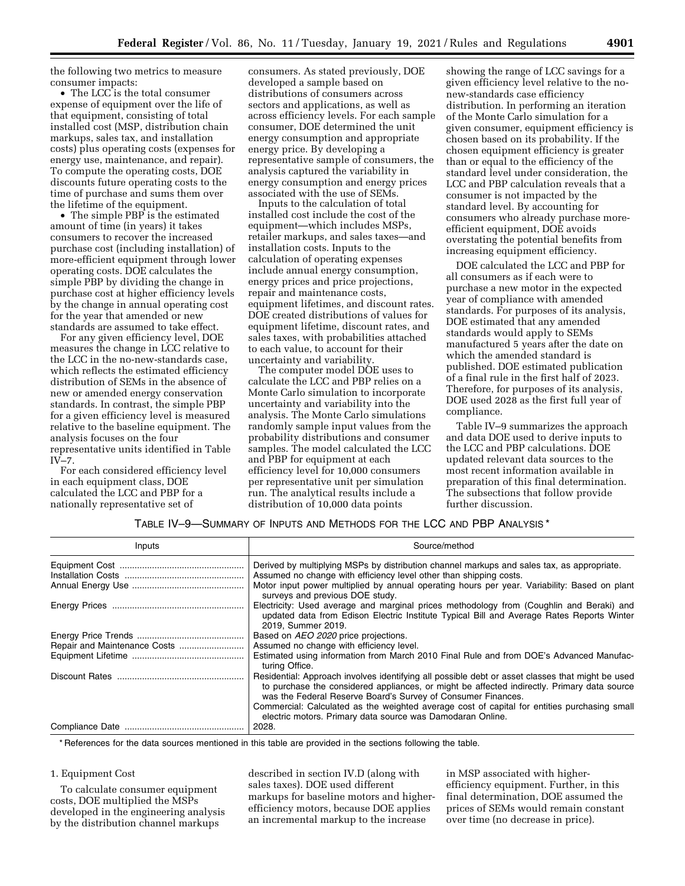the following two metrics to measure consumer impacts:

- The LCC is the total consumer expense of equipment over the life of that equipment, consisting of total installed cost (MSP, distribution chain markups, sales tax, and installation costs) plus operating costs (expenses for energy use, maintenance, and repair). To compute the operating costs, DOE discounts future operating costs to the time of purchase and sums them over the lifetime of the equipment.
- The simple PBP is the estimated amount of time (in years) it takes consumers to recover the increased purchase cost (including installation) of more-efficient equipment through lower operating costs. DOE calculates the simple PBP by dividing the change in purchase cost at higher efficiency levels by the change in annual operating cost for the year that amended or new standards are assumed to take effect.

For any given efficiency level, DOE measures the change in LCC relative to the LCC in the no-new-standards case, which reflects the estimated efficiency distribution of SEMs in the absence of new or amended energy conservation standards. In contrast, the simple PBP for a given efficiency level is measured relative to the baseline equipment. The analysis focuses on the four representative units identified in Table IV–7.

For each considered efficiency level in each equipment class, DOE calculated the LCC and PBP for a nationally representative set of consumers. As stated previously, DOE developed a sample based on distributions of consumers across sectors and applications, as well as across efficiency levels. For each sample consumer, DOE determined the unit energy consumption and appropriate energy price. By developing a representative sample of consumers, the analysis captured the variability in energy consumption and energy prices associated with the use of SEMs.

Inputs to the calculation of total installed cost include the cost of the equipment—which includes MSPs, retailer markups, and sales taxes—and installation costs. Inputs to the calculation of operating expenses include annual energy consumption, energy prices and price projections, repair and maintenance costs, equipment lifetimes, and discount rates. DOE created distributions of values for equipment lifetime, discount rates, and sales taxes, with probabilities attached to each value, to account for their uncertainty and variability.

The computer model DOE uses to calculate the LCC and PBP relies on a Monte Carlo simulation to incorporate uncertainty and variability into the analysis. The Monte Carlo simulations randomly sample input values from the probability distributions and consumer samples. The model calculated the LCC and PBP for equipment at each efficiency level for 10,000 consumers per representative unit per simulation run. The analytical results include a distribution of 10,000 data points showing the range of LCC savings for a given efficiency level relative to the no-new-standards case efficiency distribution. In performing an iteration of the Monte Carlo simulation for a given consumer, equipment efficiency is chosen based on its probability. If the chosen equipment efficiency is greater than or equal to the efficiency of the standard level under consideration, the LCC and PBP calculation reveals that a consumer is not impacted by the standard level. By accounting for consumers who already purchase more-efficient equipment, DOE avoids overstating the potential benefits from increasing equipment efficiency.

DOE calculated the LCC and PBP for all consumers as if each were to purchase a new motor in the expected year of compliance with amended standards. For purposes of its analysis, DOE estimated that any amended standards would apply to SEMs manufactured 5 years after the date on which the amended standard is published. DOE estimated publication of a final rule in the first half of 2023. Therefore, for purposes of its analysis, DOE used 2028 as the first full year of compliance.

Table IV–9 summarizes the approach and data DOE used to derive inputs to the LCC and PBP calculations. DOE updated relevant data sources to the most recent information available in preparation of this final determination. The subsections that follow provide further discussion.

TABLE IV–9—SUMMARY OF INPUTS AND METHODS FOR THE LCC AND PBP ANALYSIS *

| Inputs | Source/method |
| --- | --- |
| Equipment Cost | Derived by multiplying MSPs by distribution channel markups and sales tax, as appropriate. |
| Installation Costs | Assumed no change with efficiency level other than shipping costs. |
| Annual Energy Use | Motor input power multiplied by annual operating hours per year. Variability: Based on plant surveys and previous DOE study. |
| Energy Prices | Electricity: Used average and marginal prices methodology from (Coughlin and Beraki) and updated data from Edison Electric Institute Typical Bill and Average Rates Reports Winter 2019, Summer 2019. |
| Energy Price Trends | Based on *AEO 2020* price projections. |
| Repair and Maintenance Costs | Assumed no change with efficiency level. |
| Equipment Lifetime | Estimated using information from March 2010 Final Rule and from DOE's Advanced Manufacturing Office. |
| Discount Rates | Residential: Approach involves identifying all possible debt or asset classes that might be used to purchase the considered appliances, or might be affected indirectly. Primary data source was the Federal Reserve Board's Survey of Consumer Finances. Commercial: Calculated as the weighted average cost of capital for entities purchasing small electric motors. Primary data source was Damodaran Online. |
| Compliance Date | 2028. |

\* References for the data sources mentioned in this table are provided in the sections following the table.

### 1. Equipment Cost

To calculate consumer equipment costs, DOE multiplied the MSPs developed in the engineering analysis by the distribution channel markups described in section IV.D (along with sales taxes). DOE used different markups for baseline motors and higher-efficiency motors, because DOE applies an incremental markup to the increase in MSP associated with higher-efficiency equipment. Further, in this final determination, DOE assumed the prices of SEMs would remain constant over time (no decrease in price).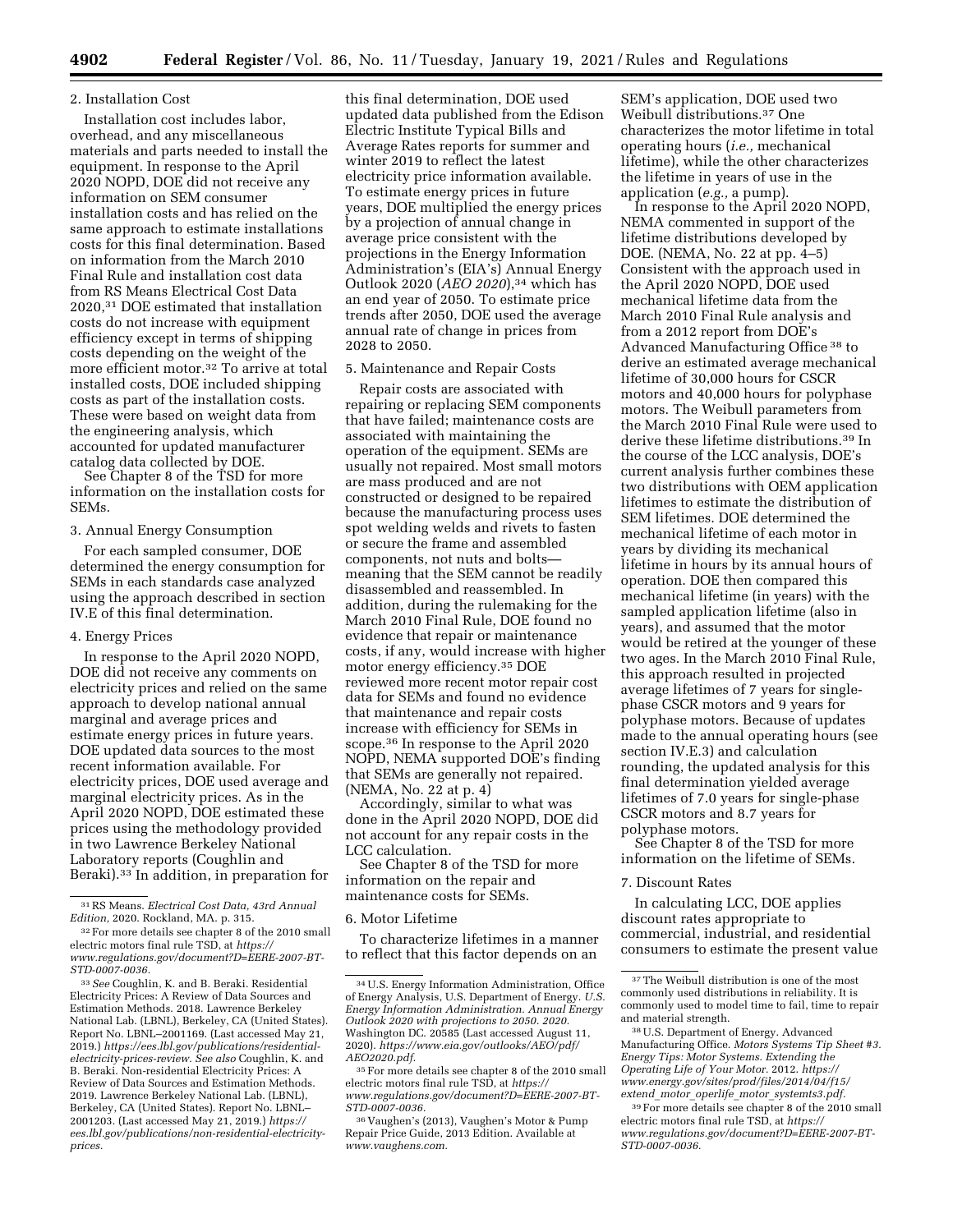2. Installation Cost

Installation cost includes labor, overhead, and any miscellaneous materials and parts needed to install the equipment. In response to the April 2020 NOPD, DOE did not receive any information on SEM consumer installation costs and has relied on the same approach to estimate installations costs for this final determination. Based on information from the March 2010 Final Rule and installation cost data from RS Means Electrical Cost Data 2020,[31] DOE estimated that installation costs do not increase with equipment efficiency except in terms of shipping costs depending on the weight of the more efficient motor.[32] To arrive at total installed costs, DOE included shipping costs as part of the installation costs. These were based on weight data from the engineering analysis, which accounted for updated manufacturer catalog data collected by DOE.

See Chapter 8 of the TSD for more information on the installation costs for SEMs.

3. Annual Energy Consumption

For each sampled consumer, DOE determined the energy consumption for SEMs in each standards case analyzed using the approach described in section IV.E of this final determination.

4. Energy Prices

In response to the April 2020 NOPD, DOE did not receive any comments on electricity prices and relied on the same approach to develop national annual marginal and average prices and estimate energy prices in future years. DOE updated data sources to the most recent information available. For electricity prices, DOE used average and marginal electricity prices. As in the April 2020 NOPD, DOE estimated these prices using the methodology provided in two Lawrence Berkeley National Laboratory reports (Coughlin and Beraki).[33] In addition, in preparation for this final determination, DOE used updated data published from the Edison Electric Institute Typical Bills and Average Rates reports for summer and winter 2019 to reflect the latest electricity price information available. To estimate energy prices in future years, DOE multiplied the energy prices by a projection of annual change in average price consistent with the projections in the Energy Information Administration's (EIA's) Annual Energy Outlook 2020 (*AEO 2020*),[34] which has an end year of 2050. To estimate price trends after 2050, DOE used the average annual rate of change in prices from 2028 to 2050.

5. Maintenance and Repair Costs

Repair costs are associated with repairing or replacing SEM components that have failed; maintenance costs are associated with maintaining the operation of the equipment. SEMs are usually not repaired. Most small motors are mass produced and are not constructed or designed to be repaired because the manufacturing process uses spot welding welds and rivets to fasten or secure the frame and assembled components, not nuts and bolts—meaning that the SEM cannot be readily disassembled and reassembled. In addition, during the rulemaking for the March 2010 Final Rule, DOE found no evidence that repair or maintenance costs, if any, would increase with higher motor energy efficiency.[35] DOE reviewed more recent motor repair cost data for SEMs and found no evidence that maintenance and repair costs increase with efficiency for SEMs in scope.[36] In response to the April 2020 NOPD, NEMA supported DOE's finding that SEMs are generally not repaired. (NEMA, No. 22 at p. 4)

Accordingly, similar to what was done in the April 2020 NOPD, DOE did not account for any repair costs in the LCC calculation.

See Chapter 8 of the TSD for more information on the repair and maintenance costs for SEMs.

6. Motor Lifetime

To characterize lifetimes in a manner to reflect that this factor depends on an SEM's application, DOE used two Weibull distributions.[37] One characterizes the motor lifetime in total operating hours (*i.e.,* mechanical lifetime), while the other characterizes the lifetime in years of use in the application (*e.g.,* a pump).

In response to the April 2020 NOPD, NEMA commented in support of the lifetime distributions developed by DOE. (NEMA, No. 22 at pp. 4–5) Consistent with the approach used in the April 2020 NOPD, DOE used mechanical lifetime data from the March 2010 Final Rule analysis and from a 2012 report from DOE's Advanced Manufacturing Office[38] to derive an estimated average mechanical lifetime of 30,000 hours for CSCR motors and 40,000 hours for polyphase motors. The Weibull parameters from the March 2010 Final Rule were used to derive these lifetime distributions.[39] In the course of the LCC analysis, DOE's current analysis further combines these two distributions with OEM application lifetimes to estimate the distribution of SEM lifetimes. DOE determined the mechanical lifetime of each motor in years by dividing its mechanical lifetime in hours by its annual hours of operation. DOE then compared this mechanical lifetime (in years) with the sampled application lifetime (also in years), and assumed that the motor would be retired at the younger of these two ages. In the March 2010 Final Rule, this approach resulted in projected average lifetimes of 7 years for single-phase CSCR motors and 9 years for polyphase motors. Because of updates made to the annual operating hours (see section IV.E.3) and calculation rounding, the updated analysis for this final determination yielded average lifetimes of 7.0 years for single-phase CSCR motors and 8.7 years for polyphase motors.

See Chapter 8 of the TSD for more information on the lifetime of SEMs.

7. Discount Rates

In calculating LCC, DOE applies discount rates appropriate to commercial, industrial, and residential consumers to estimate the present value

---

[31] RS Means. *Electrical Cost Data, 43rd Annual Edition,* 2020. Rockland, MA. p. 315.

[32] For more details see chapter 8 of the 2010 small electric motors final rule TSD, at *https://www.regulations.gov/document?D=EERE-2007-BT-STD-0007-0036.*

[33] *See* Coughlin, K. and B. Beraki. Residential Electricity Prices: A Review of Data Sources and Estimation Methods. 2018. Lawrence Berkeley National Lab. (LBNL), Berkeley, CA (United States). Report No. LBNL–2001169. (Last accessed May 21, 2019.) *https://ees.lbl.gov/publications/residential-electricity-prices-review. See also* Coughlin, K. and B. Beraki. Non-residential Electricity Prices: A Review of Data Sources and Estimation Methods. 2019. Lawrence Berkeley National Lab. (LBNL), Berkeley, CA (United States). Report No. LBNL–2001203. (Last accessed May 21, 2019.) *https://ees.lbl.gov/publications/non-residential-electricity-prices.*

[34] U.S. Energy Information Administration, Office of Energy Analysis, U.S. Department of Energy. *U.S. Energy Information Administration. Annual Energy Outlook 2020 with projections to 2050. 2020.* Washington DC. 20585 (Last accessed August 11, 2020). *https://www.eia.gov/outlooks/AEO/pdf/AEO2020.pdf.*

[35] For more details see chapter 8 of the 2010 small electric motors final rule TSD, at *https://www.regulations.gov/document?D=EERE-2007-BT-STD-0007-0036.*

[36] Vaughen's (2013), Vaughen's Motor & Pump Repair Price Guide, 2013 Edition. Available at *www.vaughens.com.*

[37] The Weibull distribution is one of the most commonly used distributions in reliability. It is commonly used to model time to fail, time to repair and material strength.

[38] U.S. Department of Energy. Advanced Manufacturing Office. *Motors Systems Tip Sheet #3. Energy Tips: Motor Systems. Extending the Operating Life of Your Motor.* 2012. *https://www.energy.gov/sites/prod/files/2014/04/f15/extend_motor_operlife_motor_systemts3.pdf.*

[39] For more details see chapter 8 of the 2010 small electric motors final rule TSD, at *https://www.regulations.gov/document?D=EERE-2007-BT-STD-0007-0036.*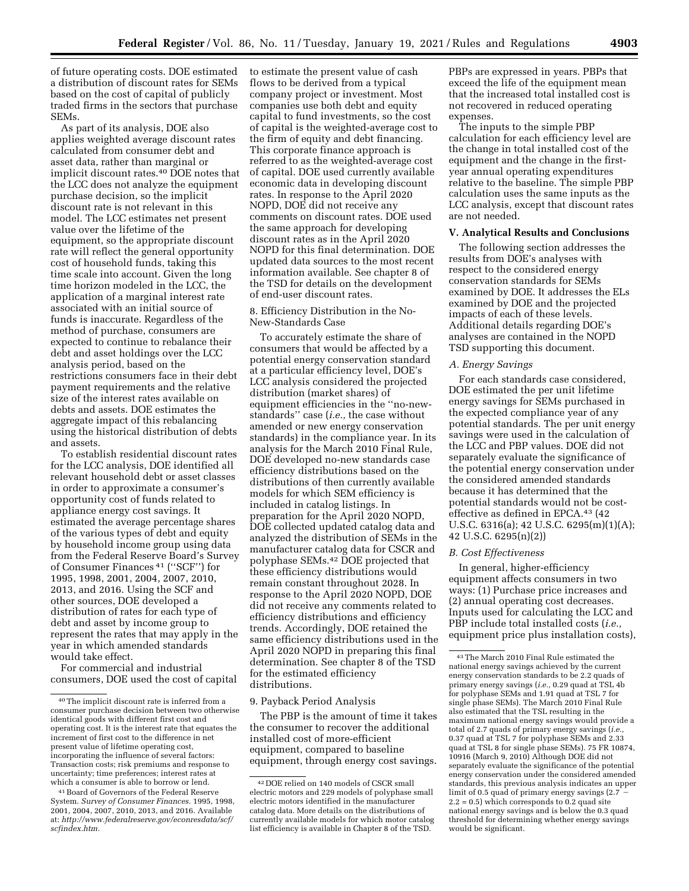of future operating costs. DOE estimated a distribution of discount rates for SEMs based on the cost of capital of publicly traded firms in the sectors that purchase SEMs.

As part of its analysis, DOE also applies weighted average discount rates calculated from consumer debt and asset data, rather than marginal or implicit discount rates.[40] DOE notes that the LCC does not analyze the equipment purchase decision, so the implicit discount rate is not relevant in this model. The LCC estimates net present value over the lifetime of the equipment, so the appropriate discount rate will reflect the general opportunity cost of household funds, taking this time scale into account. Given the long time horizon modeled in the LCC, the application of a marginal interest rate associated with an initial source of funds is inaccurate. Regardless of the method of purchase, consumers are expected to continue to rebalance their debt and asset holdings over the LCC analysis period, based on the restrictions consumers face in their debt payment requirements and the relative size of the interest rates available on debts and assets. DOE estimates the aggregate impact of this rebalancing using the historical distribution of debts and assets.

To establish residential discount rates for the LCC analysis, DOE identified all relevant household debt or asset classes in order to approximate a consumer's opportunity cost of funds related to appliance energy cost savings. It estimated the average percentage shares of the various types of debt and equity by household income group using data from the Federal Reserve Board's Survey of Consumer Finances[41] (''SCF'') for 1995, 1998, 2001, 2004, 2007, 2010, 2013, and 2016. Using the SCF and other sources, DOE developed a distribution of rates for each type of debt and asset by income group to represent the rates that may apply in the year in which amended standards would take effect.

For commercial and industrial consumers, DOE used the cost of capital to estimate the present value of cash flows to be derived from a typical company project or investment. Most companies use both debt and equity capital to fund investments, so the cost of capital is the weighted-average cost to the firm of equity and debt financing. This corporate finance approach is referred to as the weighted-average cost of capital. DOE used currently available economic data in developing discount rates. In response to the April 2020 NOPD, DOE did not receive any comments on discount rates. DOE used the same approach for developing discount rates as in the April 2020 NOPD for this final determination. DOE updated data sources to the most recent information available. See chapter 8 of the TSD for details on the development of end-user discount rates.

8. Efficiency Distribution in the No-New-Standards Case

To accurately estimate the share of consumers that would be affected by a potential energy conservation standard at a particular efficiency level, DOE's LCC analysis considered the projected distribution (market shares) of equipment efficiencies in the ''no-new-standards'' case (*i.e.,* the case without amended or new energy conservation standards) in the compliance year. In its analysis for the March 2010 Final Rule, DOE developed no-new standards case efficiency distributions based on the distributions of then currently available models for which SEM efficiency is included in catalog listings. In preparation for the April 2020 NOPD, DOE collected updated catalog data and analyzed the distribution of SEMs in the manufacturer catalog data for CSCR and polyphase SEMs.[42] DOE projected that these efficiency distributions would remain constant throughout 2028. In response to the April 2020 NOPD, DOE did not receive any comments related to efficiency distributions and efficiency trends. Accordingly, DOE retained the same efficiency distributions used in the April 2020 NOPD in preparing this final determination. See chapter 8 of the TSD for the estimated efficiency distributions.

9. Payback Period Analysis

The PBP is the amount of time it takes the consumer to recover the additional installed cost of more-efficient equipment, compared to baseline equipment, through energy cost savings. PBPs are expressed in years. PBPs that exceed the life of the equipment mean that the increased total installed cost is not recovered in reduced operating expenses.

The inputs to the simple PBP calculation for each efficiency level are the change in total installed cost of the equipment and the change in the first-year annual operating expenditures relative to the baseline. The simple PBP calculation uses the same inputs as the LCC analysis, except that discount rates are not needed.

## V. Analytical Results and Conclusions

The following section addresses the results from DOE's analyses with respect to the considered energy conservation standards for SEMs examined by DOE. It addresses the ELs examined by DOE and the projected impacts of each of these levels. Additional details regarding DOE's analyses are contained in the NOPD TSD supporting this document.

### *A. Energy Savings*

For each standards case considered, DOE estimated the per unit lifetime energy savings for SEMs purchased in the expected compliance year of any potential standards. The per unit energy savings were used in the calculation of the LCC and PBP values. DOE did not separately evaluate the significance of the potential energy conservation under the considered amended standards because it has determined that the potential standards would not be cost-effective as defined in EPCA.[43] (42 U.S.C. 6316(a); 42 U.S.C. 6295(m)(1)(A); 42 U.S.C. 6295(n)(2))

### *B. Cost Effectiveness*

In general, higher-efficiency equipment affects consumers in two ways: (1) Purchase price increases and (2) annual operating cost decreases. Inputs used for calculating the LCC and PBP include total installed costs (*i.e.,* equipment price plus installation costs),

---

[40] The implicit discount rate is inferred from a consumer purchase decision between two otherwise identical goods with different first cost and operating cost. It is the interest rate that equates the increment of first cost to the difference in net present value of lifetime operating cost, incorporating the influence of several factors: Transaction costs; risk premiums and response to uncertainty; time preferences; interest rates at which a consumer is able to borrow or lend.

[41] Board of Governors of the Federal Reserve System. *Survey of Consumer Finances.* 1995, 1998, 2001, 2004, 2007, 2010, 2013, and 2016. Available at: *http://www.federalreserve.gov/econresdata/scf/scfindex.htm.*

[42] DOE relied on 140 models of CSCR small electric motors and 229 models of polyphase small electric motors identified in the manufacturer catalog data. More details on the distributions of currently available models for which motor catalog list efficiency is available in Chapter 8 of the TSD.

[43] The March 2010 Final Rule estimated the national energy savings achieved by the current energy conservation standards to be 2.2 quads of primary energy savings (*i.e.,* 0.29 quad at TSL 4b for polyphase SEMs and 1.91 quad at TSL 7 for single phase SEMs). The March 2010 Final Rule also estimated that the TSL resulting in the maximum national energy savings would provide a total of 2.7 quads of primary energy savings (*i.e.,* 0.37 quad at TSL 7 for polyphase SEMs and 2.33 quad at TSL 8 for single phase SEMs). 75 FR 10874, 10916 (March 9, 2010) Although DOE did not separately evaluate the significance of the potential energy conservation under the considered amended standards, this previous analysis indicates an upper limit of 0.5 quad of primary energy savings (2.7 − 2.2 = 0.5) which corresponds to 0.2 quad site national energy savings and is below the 0.3 quad threshold for determining whether energy savings would be significant.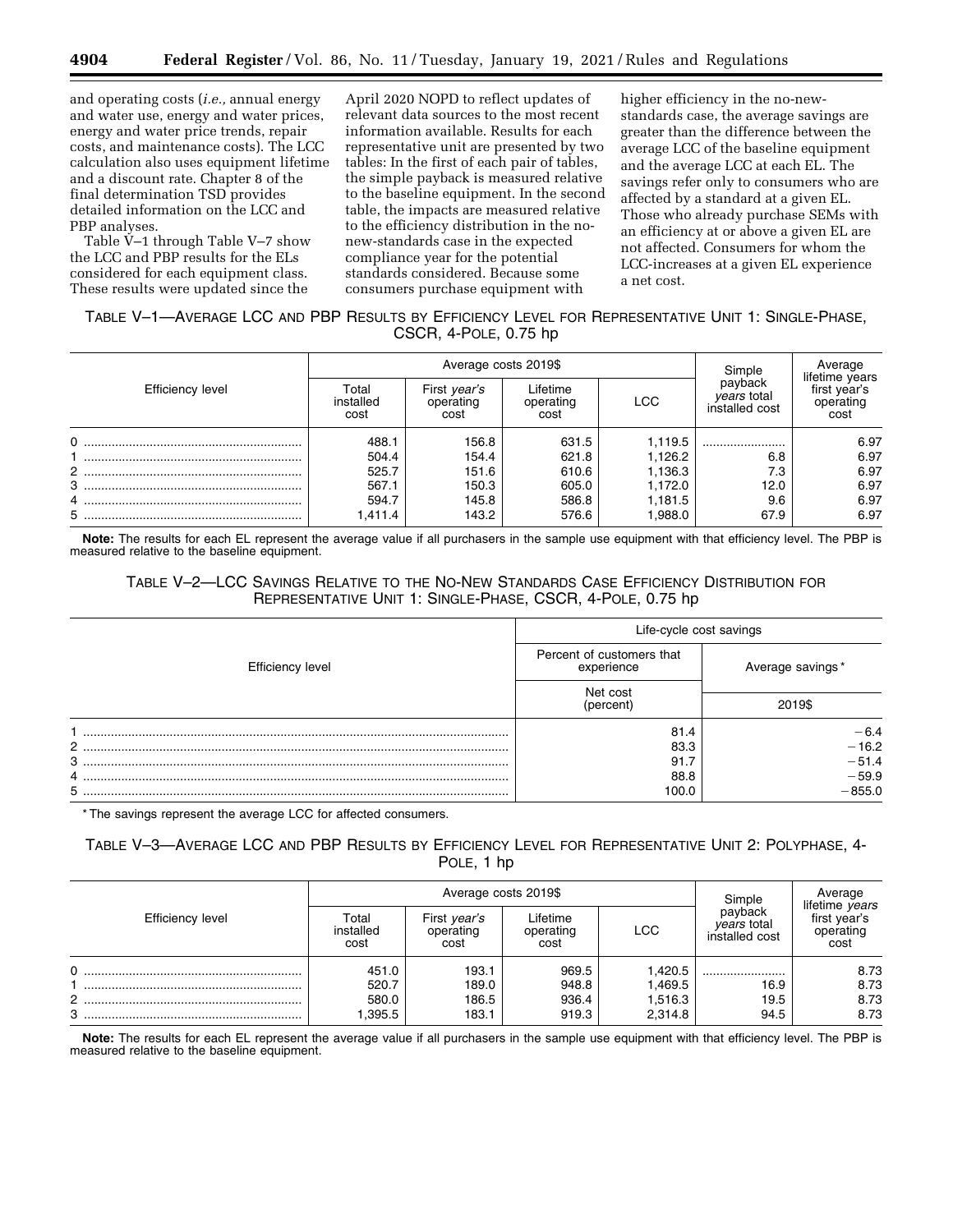and operating costs (*i.e.,* annual energy and water use, energy and water prices, energy and water price trends, repair costs, and maintenance costs). The LCC calculation also uses equipment lifetime and a discount rate. Chapter 8 of the final determination TSD provides detailed information on the LCC and PBP analyses.

Table V–1 through Table V–7 show the LCC and PBP results for the ELs considered for each equipment class. These results were updated since the April 2020 NOPD to reflect updates of relevant data sources to the most recent information available. Results for each representative unit are presented by two tables: In the first of each pair of tables, the simple payback is measured relative to the baseline equipment. In the second table, the impacts are measured relative to the efficiency distribution in the no-new-standards case in the expected compliance year for the potential standards considered. Because some consumers purchase equipment with higher efficiency in the no-new-standards case, the average savings are greater than the difference between the average LCC of the baseline equipment and the average LCC at each EL. The savings refer only to consumers who are affected by a standard at a given EL. Those who already purchase SEMs with an efficiency at or above a given EL are not affected. Consumers for whom the LCC-increases at a given EL experience a net cost.

TABLE V–1—AVERAGE LCC AND PBP RESULTS BY EFFICIENCY LEVEL FOR REPRESENTATIVE UNIT 1: SINGLE-PHASE, CSCR, 4-POLE, 0.75 hp

| Efficiency level | Average costs 2019$ | | | | Simple payback *years* total installed cost | Average lifetime years first year's operating cost |
|---|---|---|---|---|---|---|
| | Total installed cost | First *year's* operating cost | Lifetime operating cost | LCC | | |
| 0 | 488.1 | 156.8 | 631.5 | 1,119.5 | | 6.97 |
| 1 | 504.4 | 154.4 | 621.8 | 1,126.2 | 6.8 | 6.97 |
| 2 | 525.7 | 151.6 | 610.6 | 1,136.3 | 7.3 | 6.97 |
| 3 | 567.1 | 150.3 | 605.0 | 1,172.0 | 12.0 | 6.97 |
| 4 | 594.7 | 145.8 | 586.8 | 1,181.5 | 9.6 | 6.97 |
| 5 | 1,411.4 | 143.2 | 576.6 | 1,988.0 | 67.9 | 6.97 |

**Note:** The results for each EL represent the average value if all purchasers in the sample use equipment with that efficiency level. The PBP is measured relative to the baseline equipment.

TABLE V–2—LCC SAVINGS RELATIVE TO THE NO-NEW STANDARDS CASE EFFICIENCY DISTRIBUTION FOR REPRESENTATIVE UNIT 1: SINGLE-PHASE, CSCR, 4-POLE, 0.75 hp

| Efficiency level | Life-cycle cost savings | |
|---|---|---|
| | Percent of customers that experience | Average savings* |
| | Net cost (percent) | 2019$ |
| 1 | 81.4 | −6.4 |
| 2 | 83.3 | −16.2 |
| 3 | 91.7 | −51.4 |
| 4 | 88.8 | −59.9 |
| 5 | 100.0 | −855.0 |

\* The savings represent the average LCC for affected consumers.

TABLE V–3—AVERAGE LCC AND PBP RESULTS BY EFFICIENCY LEVEL FOR REPRESENTATIVE UNIT 2: POLYPHASE, 4-POLE, 1 hp

| Efficiency level | Average costs 2019$ | | | | Simple payback *years* total installed cost | Average lifetime *years* first year's operating cost |
|---|---|---|---|---|---|---|
| | Total installed cost | First *year's* operating cost | Lifetime operating cost | LCC | | |
| 0 | 451.0 | 193.1 | 969.5 | 1,420.5 | | 8.73 |
| 1 | 520.7 | 189.0 | 948.8 | 1,469.5 | 16.9 | 8.73 |
| 2 | 580.0 | 186.5 | 936.4 | 1,516.3 | 19.5 | 8.73 |
| 3 | 1,395.5 | 183.1 | 919.3 | 2,314.8 | 94.5 | 8.73 |

**Note:** The results for each EL represent the average value if all purchasers in the sample use equipment with that efficiency level. The PBP is measured relative to the baseline equipment.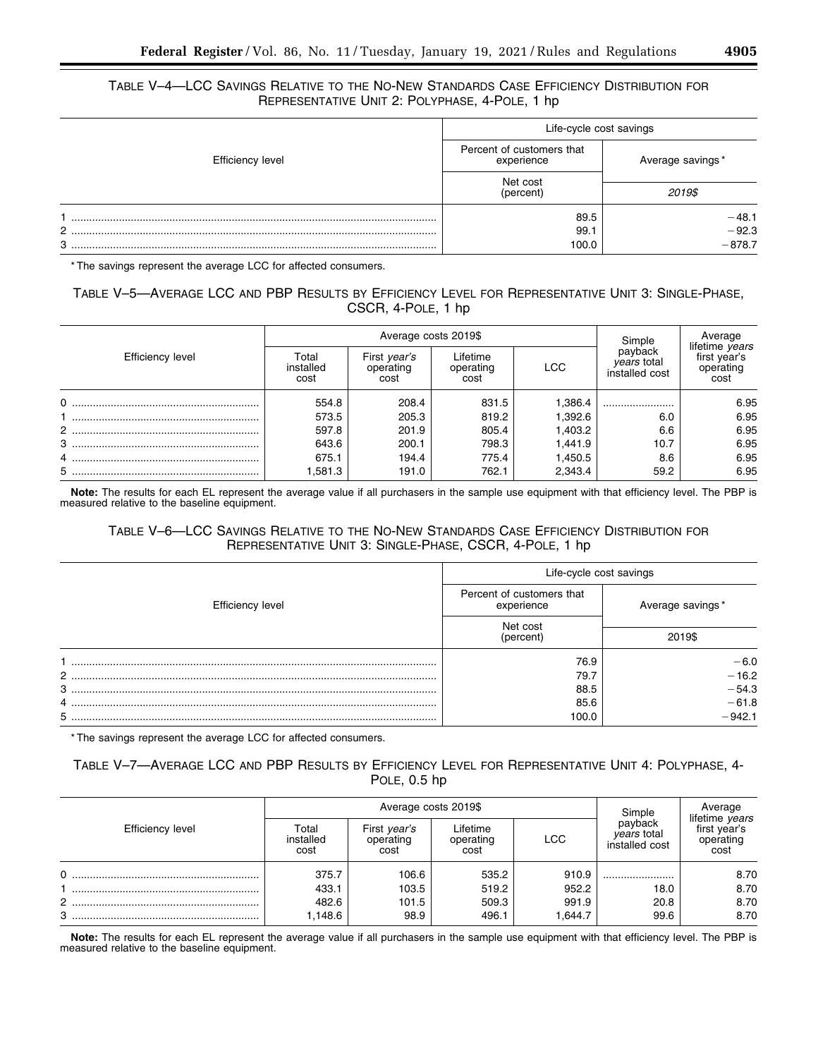TABLE V–4—LCC SAVINGS RELATIVE TO THE NO-NEW STANDARDS CASE EFFICIENCY DISTRIBUTION FOR REPRESENTATIVE UNIT 2: POLYPHASE, 4-POLE, 1 hp

| Efficiency level | Life-cycle cost savings | |
|---|---|---|
| | Percent of customers that experience | Average savings* |
| | Net cost (percent) | *2019$* |
| 1 | 89.5 | −48.1 |
| 2 | 99.1 | −92.3 |
| 3 | 100.0 | −878.7 |

* The savings represent the average LCC for affected consumers.

TABLE V–5—AVERAGE LCC AND PBP RESULTS BY EFFICIENCY LEVEL FOR REPRESENTATIVE UNIT 3: SINGLE-PHASE, CSCR, 4-POLE, 1 hp

| Efficiency level | Average costs 2019$ | | | | Simple payback *years* total installed cost | Average lifetime *years* first year's operating cost |
|---|---|---|---|---|---|---|
| | Total installed cost | First *year's* operating cost | Lifetime operating cost | LCC | | |
| 0 | 554.8 | 208.4 | 831.5 | 1,386.4 | | 6.95 |
| 1 | 573.5 | 205.3 | 819.2 | 1,392.6 | 6.0 | 6.95 |
| 2 | 597.8 | 201.9 | 805.4 | 1,403.2 | 6.6 | 6.95 |
| 3 | 643.6 | 200.1 | 798.3 | 1,441.9 | 10.7 | 6.95 |
| 4 | 675.1 | 194.4 | 775.4 | 1,450.5 | 8.6 | 6.95 |
| 5 | 1,581.3 | 191.0 | 762.1 | 2,343.4 | 59.2 | 6.95 |

**Note:** The results for each EL represent the average value if all purchasers in the sample use equipment with that efficiency level. The PBP is measured relative to the baseline equipment.

TABLE V–6—LCC SAVINGS RELATIVE TO THE NO-NEW STANDARDS CASE EFFICIENCY DISTRIBUTION FOR REPRESENTATIVE UNIT 3: SINGLE-PHASE, CSCR, 4-POLE, 1 hp

| Efficiency level | Life-cycle cost savings | |
|---|---|---|
| | Percent of customers that experience | Average savings* |
| | Net cost (percent) | 2019$ |
| 1 | 76.9 | −6.0 |
| 2 | 79.7 | −16.2 |
| 3 | 88.5 | −54.3 |
| 4 | 85.6 | −61.8 |
| 5 | 100.0 | −942.1 |

* The savings represent the average LCC for affected consumers.

TABLE V–7—AVERAGE LCC AND PBP RESULTS BY EFFICIENCY LEVEL FOR REPRESENTATIVE UNIT 4: POLYPHASE, 4-POLE, 0.5 hp

| Efficiency level | Average costs 2019$ | | | | Simple payback *years* total installed cost | Average lifetime *years* first year's operating cost |
|---|---|---|---|---|---|---|
| | Total installed cost | First *year's* operating cost | Lifetime operating cost | LCC | | |
| 0 | 375.7 | 106.6 | 535.2 | 910.9 | | 8.70 |
| 1 | 433.1 | 103.5 | 519.2 | 952.2 | 18.0 | 8.70 |
| 2 | 482.6 | 101.5 | 509.3 | 991.9 | 20.8 | 8.70 |
| 3 | 1,148.6 | 98.9 | 496.1 | 1,644.7 | 99.6 | 8.70 |

**Note:** The results for each EL represent the average value if all purchasers in the sample use equipment with that efficiency level. The PBP is measured relative to the baseline equipment.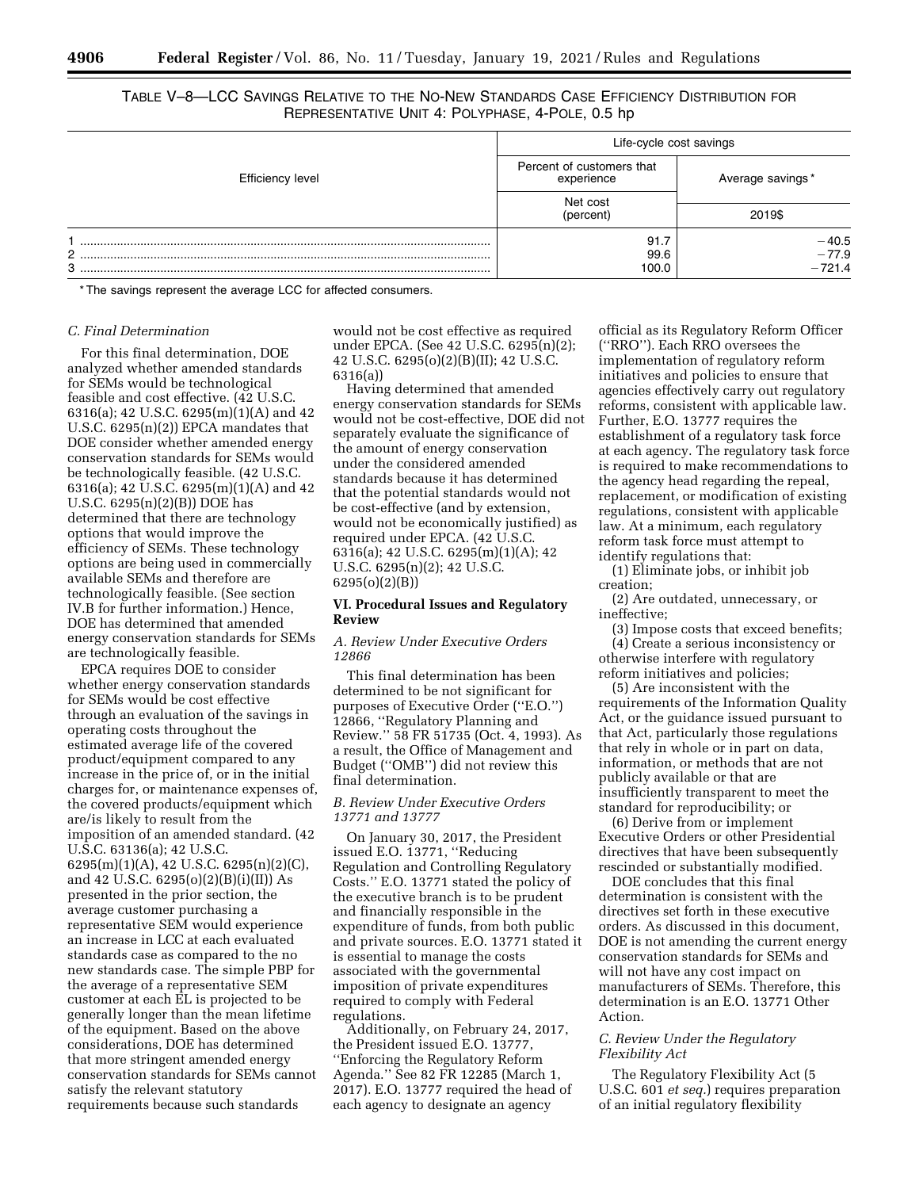TABLE V–8—LCC SAVINGS RELATIVE TO THE NO-NEW STANDARDS CASE EFFICIENCY DISTRIBUTION FOR REPRESENTATIVE UNIT 4: POLYPHASE, 4-POLE, 0.5 hp

| Efficiency level | Life-cycle cost savings | |
|---|---|---|
| | Percent of customers that experience | Average savings* |
| | Net cost (percent) | 2019$ |
| 1 | 91.7 | −40.5 |
| 2 | 99.6 | −77.9 |
| 3 | 100.0 | −721.4 |

\* The savings represent the average LCC for affected consumers.

### C. Final Determination

For this final determination, DOE analyzed whether amended standards for SEMs would be technological feasible and cost effective. (42 U.S.C. 6316(a); 42 U.S.C. 6295(m)(1)(A) and 42 U.S.C. 6295(n)(2)) EPCA mandates that DOE consider whether amended energy conservation standards for SEMs would be technologically feasible. (42 U.S.C. 6316(a); 42 U.S.C. 6295(m)(1)(A) and 42 U.S.C. 6295(n)(2)(B)) DOE has determined that there are technology options that would improve the efficiency of SEMs. These technology options are being used in commercially available SEMs and therefore are technologically feasible. (See section IV.B for further information.) Hence, DOE has determined that amended energy conservation standards for SEMs are technologically feasible.

EPCA requires DOE to consider whether energy conservation standards for SEMs would be cost effective through an evaluation of the savings in operating costs throughout the estimated average life of the covered product/equipment compared to any increase in the price of, or in the initial charges for, or maintenance expenses of, the covered products/equipment which are/is likely to result from the imposition of an amended standard. (42 U.S.C. 63136(a); 42 U.S.C. 6295(m)(1)(A), 42 U.S.C. 6295(n)(2)(C), and 42 U.S.C. 6295(o)(2)(B)(i)(II)) As presented in the prior section, the average customer purchasing a representative SEM would experience an increase in LCC at each evaluated standards case as compared to the no new standards case. The simple PBP for the average of a representative SEM customer at each EL is projected to be generally longer than the mean lifetime of the equipment. Based on the above considerations, DOE has determined that more stringent amended energy conservation standards for SEMs cannot satisfy the relevant statutory requirements because such standards would not be cost effective as required under EPCA. (See 42 U.S.C. 6295(n)(2); 42 U.S.C. 6295(o)(2)(B)(II); 42 U.S.C. 6316(a))

Having determined that amended energy conservation standards for SEMs would not be cost-effective, DOE did not separately evaluate the significance of the amount of energy conservation under the considered amended standards because it has determined that the potential standards would not be cost-effective (and by extension, would not be economically justified) as required under EPCA. (42 U.S.C. 6316(a); 42 U.S.C. 6295(m)(1)(A); 42 U.S.C. 6295(n)(2); 42 U.S.C. 6295(o)(2)(B))

## VI. Procedural Issues and Regulatory Review

### A. Review Under Executive Orders 12866

This final determination has been determined to be not significant for purposes of Executive Order (''E.O.'') 12866, ''Regulatory Planning and Review.'' 58 FR 51735 (Oct. 4, 1993). As a result, the Office of Management and Budget (''OMB'') did not review this final determination.

### B. Review Under Executive Orders 13771 and 13777

On January 30, 2017, the President issued E.O. 13771, ''Reducing Regulation and Controlling Regulatory Costs.'' E.O. 13771 stated the policy of the executive branch is to be prudent and financially responsible in the expenditure of funds, from both public and private sources. E.O. 13771 stated it is essential to manage the costs associated with the governmental imposition of private expenditures required to comply with Federal regulations.

Additionally, on February 24, 2017, the President issued E.O. 13777, ''Enforcing the Regulatory Reform Agenda.'' See 82 FR 12285 (March 1, 2017). E.O. 13777 required the head of each agency to designate an agency official as its Regulatory Reform Officer (''RRO''). Each RRO oversees the implementation of regulatory reform initiatives and policies to ensure that agencies effectively carry out regulatory reforms, consistent with applicable law. Further, E.O. 13777 requires the establishment of a regulatory task force at each agency. The regulatory task force is required to make recommendations to the agency head regarding the repeal, replacement, or modification of existing regulations, consistent with applicable law. At a minimum, each regulatory reform task force must attempt to identify regulations that:

(1) Eliminate jobs, or inhibit job creation;

(2) Are outdated, unnecessary, or ineffective;

(3) Impose costs that exceed benefits;

(4) Create a serious inconsistency or otherwise interfere with regulatory reform initiatives and policies;

(5) Are inconsistent with the requirements of the Information Quality Act, or the guidance issued pursuant to that Act, particularly those regulations that rely in whole or in part on data, information, or methods that are not publicly available or that are insufficiently transparent to meet the standard for reproducibility; or

(6) Derive from or implement Executive Orders or other Presidential directives that have been subsequently rescinded or substantially modified.

DOE concludes that this final determination is consistent with the directives set forth in these executive orders. As discussed in this document, DOE is not amending the current energy conservation standards for SEMs and will not have any cost impact on manufacturers of SEMs. Therefore, this determination is an E.O. 13771 Other Action.

### C. Review Under the Regulatory Flexibility Act

The Regulatory Flexibility Act (5 U.S.C. 601 *et seq.*) requires preparation of an initial regulatory flexibility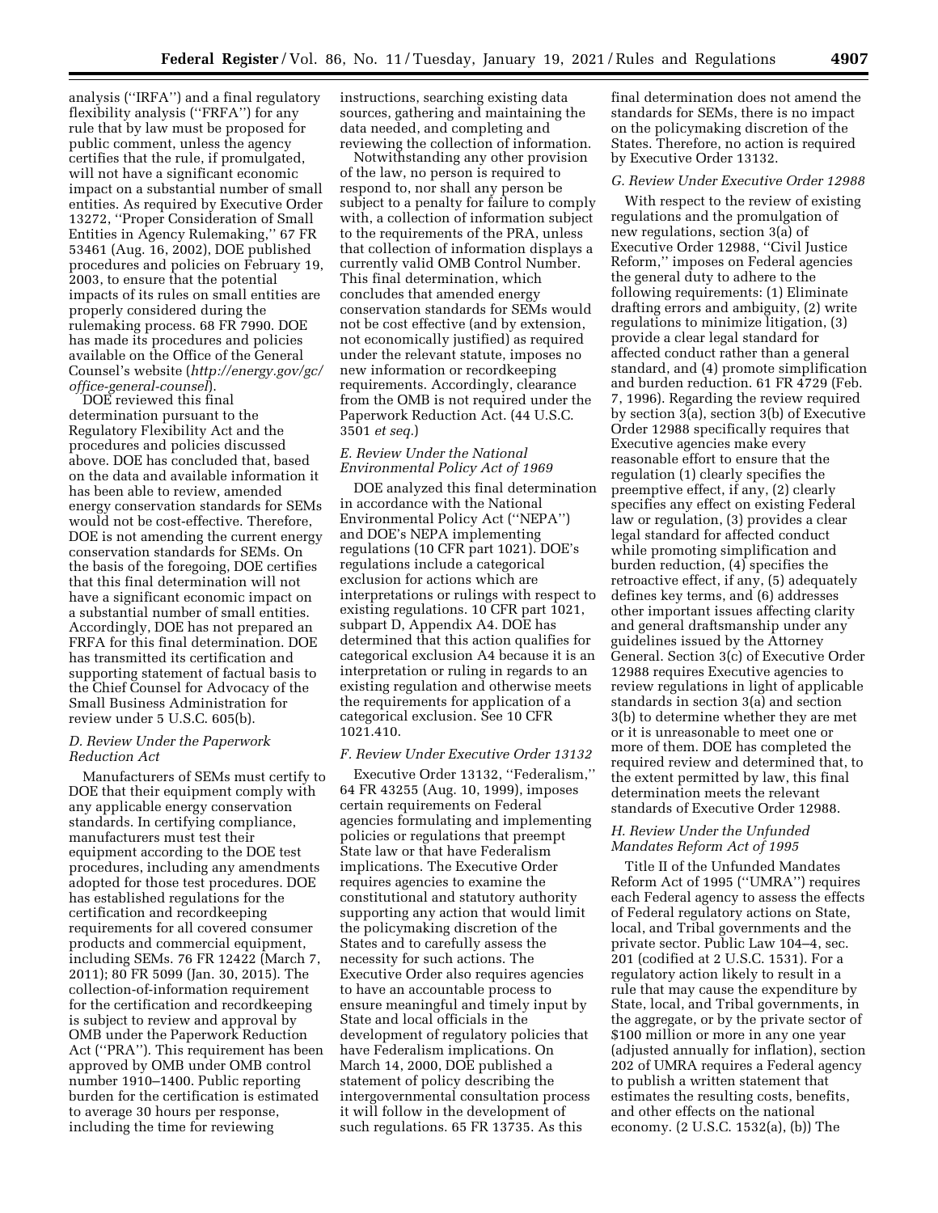analysis ("IRFA") and a final regulatory flexibility analysis ("FRFA") for any rule that by law must be proposed for public comment, unless the agency certifies that the rule, if promulgated, will not have a significant economic impact on a substantial number of small entities. As required by Executive Order 13272, "Proper Consideration of Small Entities in Agency Rulemaking," 67 FR 53461 (Aug. 16, 2002), DOE published procedures and policies on February 19, 2003, to ensure that the potential impacts of its rules on small entities are properly considered during the rulemaking process. 68 FR 7990. DOE has made its procedures and policies available on the Office of the General Counsel's website (*http://energy.gov/gc/office-general-counsel*).

DOE reviewed this final determination pursuant to the Regulatory Flexibility Act and the procedures and policies discussed above. DOE has concluded that, based on the data and available information it has been able to review, amended energy conservation standards for SEMs would not be cost-effective. Therefore, DOE is not amending the current energy conservation standards for SEMs. On the basis of the foregoing, DOE certifies that this final determination will not have a significant economic impact on a substantial number of small entities. Accordingly, DOE has not prepared an FRFA for this final determination. DOE has transmitted its certification and supporting statement of factual basis to the Chief Counsel for Advocacy of the Small Business Administration for review under 5 U.S.C. 605(b).

### *D. Review Under the Paperwork Reduction Act*

Manufacturers of SEMs must certify to DOE that their equipment comply with any applicable energy conservation standards. In certifying compliance, manufacturers must test their equipment according to the DOE test procedures, including any amendments adopted for those test procedures. DOE has established regulations for the certification and recordkeeping requirements for all covered consumer products and commercial equipment, including SEMs. 76 FR 12422 (March 7, 2011); 80 FR 5099 (Jan. 30, 2015). The collection-of-information requirement for the certification and recordkeeping is subject to review and approval by OMB under the Paperwork Reduction Act ("PRA"). This requirement has been approved by OMB under OMB control number 1910–1400. Public reporting burden for the certification is estimated to average 30 hours per response, including the time for reviewing instructions, searching existing data sources, gathering and maintaining the data needed, and completing and reviewing the collection of information.

Notwithstanding any other provision of the law, no person is required to respond to, nor shall any person be subject to a penalty for failure to comply with, a collection of information subject to the requirements of the PRA, unless that collection of information displays a currently valid OMB Control Number. This final determination, which concludes that amended energy conservation standards for SEMs would not be cost effective (and by extension, not economically justified) as required under the relevant statute, imposes no new information or recordkeeping requirements. Accordingly, clearance from the OMB is not required under the Paperwork Reduction Act. (44 U.S.C. 3501 *et seq.*)

### *E. Review Under the National Environmental Policy Act of 1969*

DOE analyzed this final determination in accordance with the National Environmental Policy Act ("NEPA") and DOE's NEPA implementing regulations (10 CFR part 1021). DOE's regulations include a categorical exclusion for actions which are interpretations or rulings with respect to existing regulations. 10 CFR part 1021, subpart D, Appendix A4. DOE has determined that this action qualifies for categorical exclusion A4 because it is an interpretation or ruling in regards to an existing regulation and otherwise meets the requirements for application of a categorical exclusion. See 10 CFR 1021.410.

### *F. Review Under Executive Order 13132*

Executive Order 13132, "Federalism," 64 FR 43255 (Aug. 10, 1999), imposes certain requirements on Federal agencies formulating and implementing policies or regulations that preempt State law or that have Federalism implications. The Executive Order requires agencies to examine the constitutional and statutory authority supporting any action that would limit the policymaking discretion of the States and to carefully assess the necessity for such actions. The Executive Order also requires agencies to have an accountable process to ensure meaningful and timely input by State and local officials in the development of regulatory policies that have Federalism implications. On March 14, 2000, DOE published a statement of policy describing the intergovernmental consultation process it will follow in the development of such regulations. 65 FR 13735. As this final determination does not amend the standards for SEMs, there is no impact on the policymaking discretion of the States. Therefore, no action is required by Executive Order 13132.

### *G. Review Under Executive Order 12988*

With respect to the review of existing regulations and the promulgation of new regulations, section 3(a) of Executive Order 12988, "Civil Justice Reform," imposes on Federal agencies the general duty to adhere to the following requirements: (1) Eliminate drafting errors and ambiguity, (2) write regulations to minimize litigation, (3) provide a clear legal standard for affected conduct rather than a general standard, and (4) promote simplification and burden reduction. 61 FR 4729 (Feb. 7, 1996). Regarding the review required by section 3(a), section 3(b) of Executive Order 12988 specifically requires that Executive agencies make every reasonable effort to ensure that the regulation (1) clearly specifies the preemptive effect, if any, (2) clearly specifies any effect on existing Federal law or regulation, (3) provides a clear legal standard for affected conduct while promoting simplification and burden reduction, (4) specifies the retroactive effect, if any, (5) adequately defines key terms, and (6) addresses other important issues affecting clarity and general draftsmanship under any guidelines issued by the Attorney General. Section 3(c) of Executive Order 12988 requires Executive agencies to review regulations in light of applicable standards in section 3(a) and section 3(b) to determine whether they are met or it is unreasonable to meet one or more of them. DOE has completed the required review and determined that, to the extent permitted by law, this final determination meets the relevant standards of Executive Order 12988.

### *H. Review Under the Unfunded Mandates Reform Act of 1995*

Title II of the Unfunded Mandates Reform Act of 1995 ("UMRA") requires each Federal agency to assess the effects of Federal regulatory actions on State, local, and Tribal governments and the private sector. Public Law 104–4, sec. 201 (codified at 2 U.S.C. 1531). For a regulatory action likely to result in a rule that may cause the expenditure by State, local, and Tribal governments, in the aggregate, or by the private sector of $100 million or more in any one year (adjusted annually for inflation), section 202 of UMRA requires a Federal agency to publish a written statement that estimates the resulting costs, benefits, and other effects on the national economy. (2 U.S.C. 1532(a), (b)) The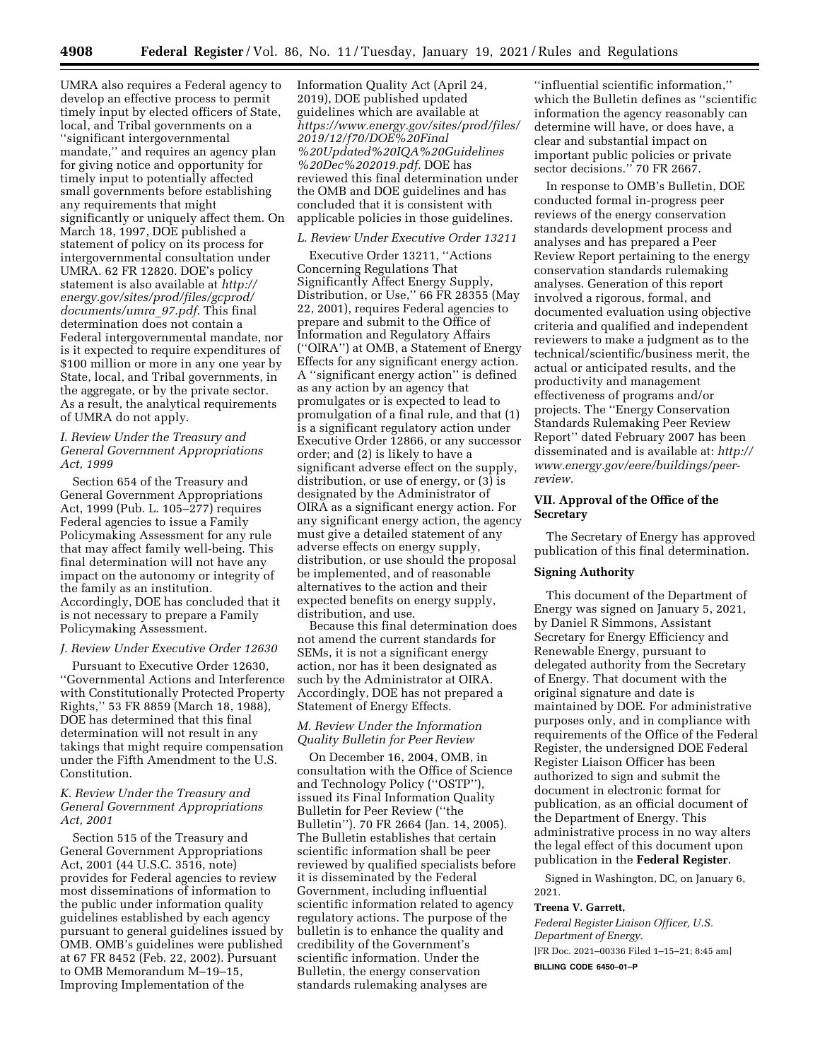UMRA also requires a Federal agency to develop an effective process to permit timely input by elected officers of State, local, and Tribal governments on a ''significant intergovernmental mandate,'' and requires an agency plan for giving notice and opportunity for timely input to potentially affected small governments before establishing any requirements that might significantly or uniquely affect them. On March 18, 1997, DOE published a statement of policy on its process for intergovernmental consultation under UMRA. 62 FR 12820. DOE's policy statement is also available at *http://energy.gov/sites/prod/files/gcprod/documents/umra_97.pdf*. This final determination does not contain a Federal intergovernmental mandate, nor is it expected to require expenditures of $100 million or more in any one year by State, local, and Tribal governments, in the aggregate, or by the private sector. As a result, the analytical requirements of UMRA do not apply.

### *I. Review Under the Treasury and General Government Appropriations Act, 1999*

Section 654 of the Treasury and General Government Appropriations Act, 1999 (Pub. L. 105–277) requires Federal agencies to issue a Family Policymaking Assessment for any rule that may affect family well-being. This final determination will not have any impact on the autonomy or integrity of the family as an institution. Accordingly, DOE has concluded that it is not necessary to prepare a Family Policymaking Assessment.

### *J. Review Under Executive Order 12630*

Pursuant to Executive Order 12630, ''Governmental Actions and Interference with Constitutionally Protected Property Rights,'' 53 FR 8859 (March 18, 1988), DOE has determined that this final determination will not result in any takings that might require compensation under the Fifth Amendment to the U.S. Constitution.

### *K. Review Under the Treasury and General Government Appropriations Act, 2001*

Section 515 of the Treasury and General Government Appropriations Act, 2001 (44 U.S.C. 3516, note) provides for Federal agencies to review most disseminations of information to the public under information quality guidelines established by each agency pursuant to general guidelines issued by OMB. OMB's guidelines were published at 67 FR 8452 (Feb. 22, 2002). Pursuant to OMB Memorandum M–19–15, Improving Implementation of the Information Quality Act (April 24, 2019), DOE published updated guidelines which are available at *https://www.energy.gov/sites/prod/files/2019/12/f70/DOE%20Final%20Updated%20IQA%20Guidelines%20Dec%202019.pdf*. DOE has reviewed this final determination under the OMB and DOE guidelines and has concluded that it is consistent with applicable policies in those guidelines.

### *L. Review Under Executive Order 13211*

Executive Order 13211, ''Actions Concerning Regulations That Significantly Affect Energy Supply, Distribution, or Use,'' 66 FR 28355 (May 22, 2001), requires Federal agencies to prepare and submit to the Office of Information and Regulatory Affairs (''OIRA'') at OMB, a Statement of Energy Effects for any significant energy action. A ''significant energy action'' is defined as any action by an agency that promulgates or is expected to lead to promulgation of a final rule, and that (1) is a significant regulatory action under Executive Order 12866, or any successor order; and (2) is likely to have a significant adverse effect on the supply, distribution, or use of energy, or (3) is designated by the Administrator of OIRA as a significant energy action. For any significant energy action, the agency must give a detailed statement of any adverse effects on energy supply, distribution, or use should the proposal be implemented, and of reasonable alternatives to the action and their expected benefits on energy supply, distribution, and use.

Because this final determination does not amend the current standards for SEMs, it is not a significant energy action, nor has it been designated as such by the Administrator at OIRA. Accordingly, DOE has not prepared a Statement of Energy Effects.

### *M. Review Under the Information Quality Bulletin for Peer Review*

On December 16, 2004, OMB, in consultation with the Office of Science and Technology Policy (''OSTP''), issued its Final Information Quality Bulletin for Peer Review (''the Bulletin''). 70 FR 2664 (Jan. 14, 2005). The Bulletin establishes that certain scientific information shall be peer reviewed by qualified specialists before it is disseminated by the Federal Government, including influential scientific information related to agency regulatory actions. The purpose of the bulletin is to enhance the quality and credibility of the Government's scientific information. Under the Bulletin, the energy conservation standards rulemaking analyses are ''influential scientific information,'' which the Bulletin defines as ''scientific information the agency reasonably can determine will have, or does have, a clear and substantial impact on important public policies or private sector decisions.'' 70 FR 2667.

In response to OMB's Bulletin, DOE conducted formal in-progress peer reviews of the energy conservation standards development process and analyses and has prepared a Peer Review Report pertaining to the energy conservation standards rulemaking analyses. Generation of this report involved a rigorous, formal, and documented evaluation using objective criteria and qualified and independent reviewers to make a judgment as to the technical/scientific/business merit, the actual or anticipated results, and the productivity and management effectiveness of programs and/or projects. The ''Energy Conservation Standards Rulemaking Peer Review Report'' dated February 2007 has been disseminated and is available at: *http://www.energy.gov/eere/buildings/peer-review*.

## VII. Approval of the Office of the Secretary

The Secretary of Energy has approved publication of this final determination.

## Signing Authority

This document of the Department of Energy was signed on January 5, 2021, by Daniel R Simmons, Assistant Secretary for Energy Efficiency and Renewable Energy, pursuant to delegated authority from the Secretary of Energy. That document with the original signature and date is maintained by DOE. For administrative purposes only, and in compliance with requirements of the Office of the Federal Register, the undersigned DOE Federal Register Liaison Officer has been authorized to sign and submit the document in electronic format for publication, as an official document of the Department of Energy. This administrative process in no way alters the legal effect of this document upon publication in the **Federal Register**.

Signed in Washington, DC, on January 6, 2021.

**Treena V. Garrett,**

*Federal Register Liaison Officer, U.S. Department of Energy.*

[FR Doc. 2021–00336 Filed 1–15–21; 8:45 am]

**BILLING CODE 6450–01–P**